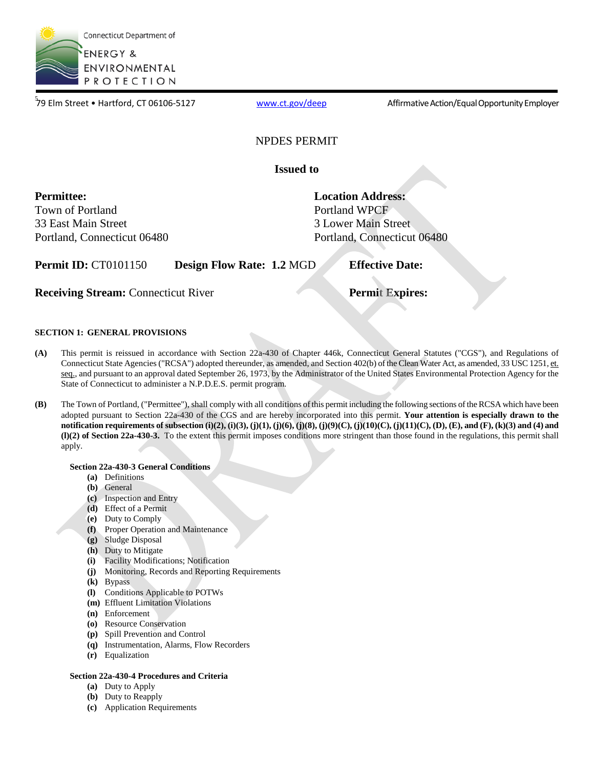Connecticut Department of ENERGY & ENVIRONMENTAL PROTECTION

79 Elm Street • Hartford, CT 06106-5127 www.ct.gov/deep Affirmative Action/Equal Opportunity Employer

# NPDES PERMIT

**Issued to**

**Permittee:**
Town of Portland
33 East Main Street
Portland, Connecticut 06480

**Location Address:**
Portland WPCF
3 Lower Main Street
Portland, Connecticut 06480

**Permit ID:** CT0101150 **Design Flow Rate: 1.2** MGD **Effective Date:**

**Receiving Stream:** Connecticut River **Permit Expires:**

## SECTION 1: GENERAL PROVISIONS

**(A)** This permit is reissued in accordance with Section 22a-430 of Chapter 446k, Connecticut General Statutes ("CGS"), and Regulations of Connecticut State Agencies ("RCSA") adopted thereunder, as amended, and Section 402(b) of the Clean Water Act, as amended, 33 USC 1251, et. seq., and pursuant to an approval dated September 26, 1973, by the Administrator of the United States Environmental Protection Agency for the State of Connecticut to administer a N.P.D.E.S. permit program.

**(B)** The Town of Portland, ("Permittee"), shall comply with all conditions of this permit including the following sections of the RCSA which have been adopted pursuant to Section 22a-430 of the CGS and are hereby incorporated into this permit. **Your attention is especially drawn to the notification requirements of subsection (i)(2), (i)(3), (j)(1), (j)(6), (j)(8), (j)(9)(C), (j)(10)(C), (j)(11)(C), (D), (E), and (F), (k)(3) and (4) and (l)(2) of Section 22a-430-3.** To the extent this permit imposes conditions more stringent than those found in the regulations, this permit shall apply.

**Section 22a-430-3 General Conditions**

- **(a)** Definitions
- **(b)** General
- **(c)** Inspection and Entry
- **(d)** Effect of a Permit
- **(e)** Duty to Comply
- **(f)** Proper Operation and Maintenance
- **(g)** Sludge Disposal
- **(h)** Duty to Mitigate
- **(i)** Facility Modifications; Notification
- **(j)** Monitoring, Records and Reporting Requirements
- **(k)** Bypass
- **(l)** Conditions Applicable to POTWs
- **(m)** Effluent Limitation Violations
- **(n)** Enforcement
- **(o)** Resource Conservation
- **(p)** Spill Prevention and Control
- **(q)** Instrumentation, Alarms, Flow Recorders
- **(r)** Equalization

**Section 22a-430-4 Procedures and Criteria**

- **(a)** Duty to Apply
- **(b)** Duty to Reapply
- **(c)** Application Requirements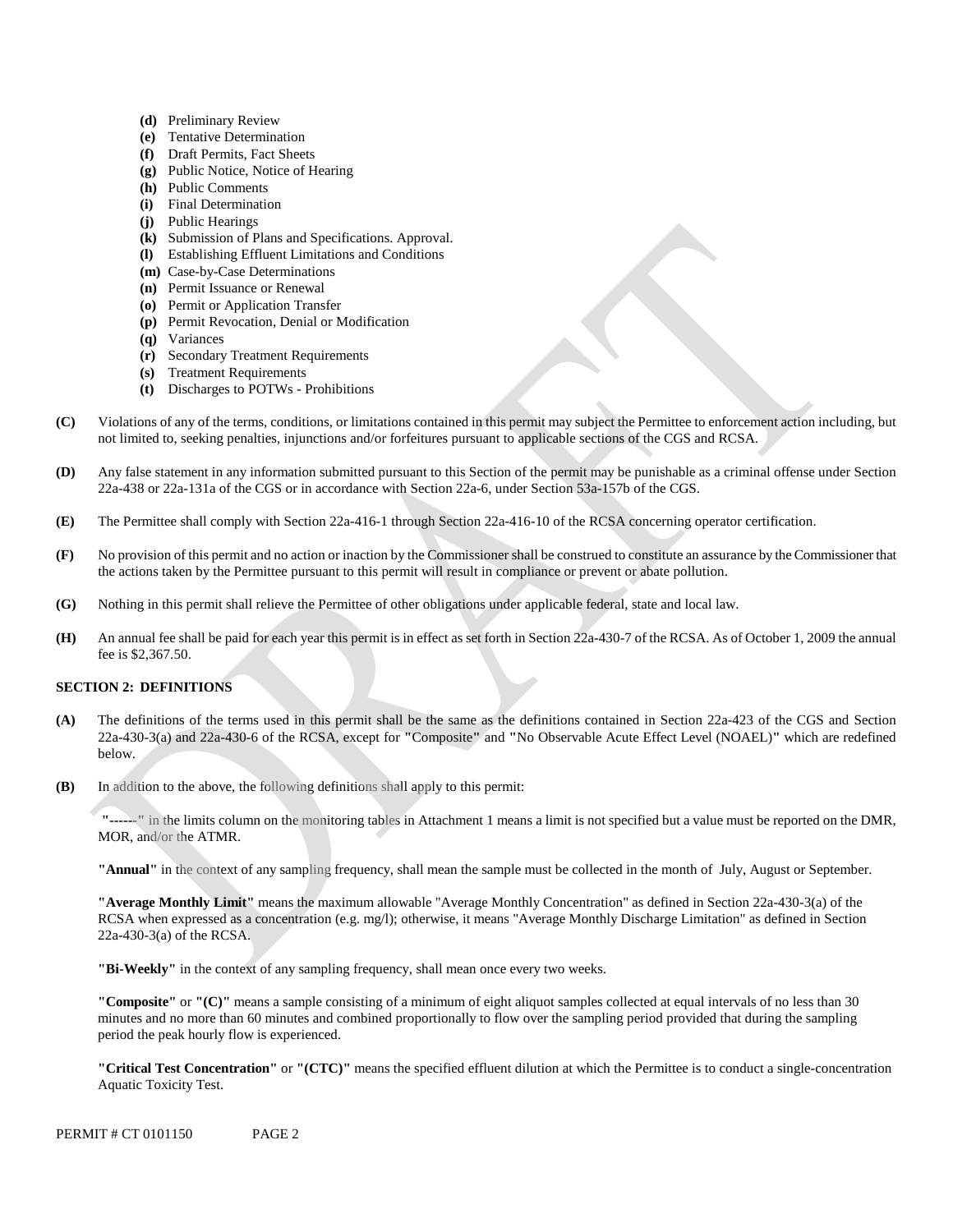- **(d)** Preliminary Review
- **(e)** Tentative Determination
- **(f)** Draft Permits, Fact Sheets
- **(g)** Public Notice, Notice of Hearing
- **(h)** Public Comments
- **(i)** Final Determination
- **(j)** Public Hearings
- **(k)** Submission of Plans and Specifications. Approval.
- **(l)** Establishing Effluent Limitations and Conditions
- **(m)** Case-by-Case Determinations
- **(n)** Permit Issuance or Renewal
- **(o)** Permit or Application Transfer
- **(p)** Permit Revocation, Denial or Modification
- **(q)** Variances
- **(r)** Secondary Treatment Requirements
- **(s)** Treatment Requirements
- **(t)** Discharges to POTWs - Prohibitions

**(C)** Violations of any of the terms, conditions, or limitations contained in this permit may subject the Permittee to enforcement action including, but not limited to, seeking penalties, injunctions and/or forfeitures pursuant to applicable sections of the CGS and RCSA.

**(D)** Any false statement in any information submitted pursuant to this Section of the permit may be punishable as a criminal offense under Section 22a-438 or 22a-131a of the CGS or in accordance with Section 22a-6, under Section 53a-157b of the CGS.

**(E)** The Permittee shall comply with Section 22a-416-1 through Section 22a-416-10 of the RCSA concerning operator certification.

**(F)** No provision of this permit and no action or inaction by the Commissioner shall be construed to constitute an assurance by the Commissioner that the actions taken by the Permittee pursuant to this permit will result in compliance or prevent or abate pollution.

**(G)** Nothing in this permit shall relieve the Permittee of other obligations under applicable federal, state and local law.

**(H)** An annual fee shall be paid for each year this permit is in effect as set forth in Section 22a-430-7 of the RCSA. As of October 1, 2009 the annual fee is $2,367.50.

## SECTION 2: DEFINITIONS

**(A)** The definitions of the terms used in this permit shall be the same as the definitions contained in Section 22a-423 of the CGS and Section 22a-430-3(a) and 22a-430-6 of the RCSA, except for **"**Composite**"** and **"**No Observable Acute Effect Level (NOAEL)**"** which are redefined below.

**(B)** In addition to the above, the following definitions shall apply to this permit:

**"------"** in the limits column on the monitoring tables in Attachment 1 means a limit is not specified but a value must be reported on the DMR, MOR, and/or the ATMR.

**"Annual"** in the context of any sampling frequency, shall mean the sample must be collected in the month of July, August or September.

**"Average Monthly Limit"** means the maximum allowable "Average Monthly Concentration" as defined in Section 22a-430-3(a) of the RCSA when expressed as a concentration (e.g. mg/l); otherwise, it means "Average Monthly Discharge Limitation" as defined in Section 22a-430-3(a) of the RCSA.

**"Bi-Weekly"** in the context of any sampling frequency, shall mean once every two weeks.

**"Composite"** or **"(C)"** means a sample consisting of a minimum of eight aliquot samples collected at equal intervals of no less than 30 minutes and no more than 60 minutes and combined proportionally to flow over the sampling period provided that during the sampling period the peak hourly flow is experienced.

**"Critical Test Concentration"** or **"(CTC)"** means the specified effluent dilution at which the Permittee is to conduct a single-concentration Aquatic Toxicity Test.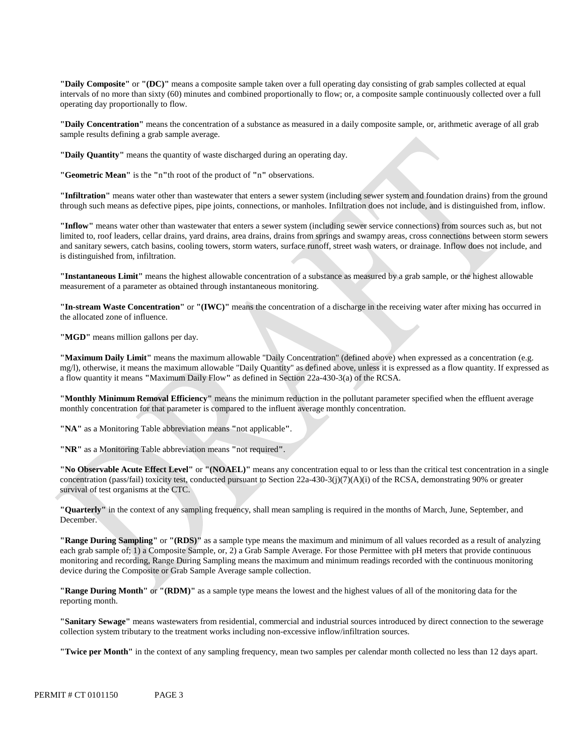**"Daily Composite"** or **"(DC)"** means a composite sample taken over a full operating day consisting of grab samples collected at equal intervals of no more than sixty (60) minutes and combined proportionally to flow; or, a composite sample continuously collected over a full operating day proportionally to flow.

**"Daily Concentration"** means the concentration of a substance as measured in a daily composite sample, or, arithmetic average of all grab sample results defining a grab sample average.

**"Daily Quantity"** means the quantity of waste discharged during an operating day.

**"Geometric Mean"** is the **"n"**th root of the product of **"n"** observations.

**"Infiltration"** means water other than wastewater that enters a sewer system (including sewer system and foundation drains) from the ground through such means as defective pipes, pipe joints, connections, or manholes. Infiltration does not include, and is distinguished from, inflow.

**"Inflow"** means water other than wastewater that enters a sewer system (including sewer service connections) from sources such as, but not limited to, roof leaders, cellar drains, yard drains, area drains, drains from springs and swampy areas, cross connections between storm sewers and sanitary sewers, catch basins, cooling towers, storm waters, surface runoff, street wash waters, or drainage. Inflow does not include, and is distinguished from, infiltration.

**"Instantaneous Limit"** means the highest allowable concentration of a substance as measured by a grab sample, or the highest allowable measurement of a parameter as obtained through instantaneous monitoring.

**"In-stream Waste Concentration"** or **"(IWC)"** means the concentration of a discharge in the receiving water after mixing has occurred in the allocated zone of influence.

**"MGD"** means million gallons per day.

**"Maximum Daily Limit"** means the maximum allowable "Daily Concentration" (defined above) when expressed as a concentration (e.g. mg/l), otherwise, it means the maximum allowable "Daily Quantity" as defined above, unless it is expressed as a flow quantity. If expressed as a flow quantity it means **"**Maximum Daily Flow**"** as defined in Section 22a-430-3(a) of the RCSA.

**"Monthly Minimum Removal Efficiency"** means the minimum reduction in the pollutant parameter specified when the effluent average monthly concentration for that parameter is compared to the influent average monthly concentration.

**"NA"** as a Monitoring Table abbreviation means **"**not applicable**"**.

**"NR"** as a Monitoring Table abbreviation means **"**not required**"**.

**"No Observable Acute Effect Level"** or **"(NOAEL)"** means any concentration equal to or less than the critical test concentration in a single concentration (pass/fail) toxicity test, conducted pursuant to Section 22a-430-3(j)(7)(A)(i) of the RCSA, demonstrating 90% or greater survival of test organisms at the CTC.

**"Quarterly"** in the context of any sampling frequency, shall mean sampling is required in the months of March, June, September, and December.

**"Range During Sampling"** or **"(RDS)"** as a sample type means the maximum and minimum of all values recorded as a result of analyzing each grab sample of; 1) a Composite Sample, or, 2) a Grab Sample Average. For those Permittee with pH meters that provide continuous monitoring and recording, Range During Sampling means the maximum and minimum readings recorded with the continuous monitoring device during the Composite or Grab Sample Average sample collection.

**"Range During Month"** or **"(RDM)"** as a sample type means the lowest and the highest values of all of the monitoring data for the reporting month.

**"Sanitary Sewage"** means wastewaters from residential, commercial and industrial sources introduced by direct connection to the sewerage collection system tributary to the treatment works including non-excessive inflow/infiltration sources.

**"Twice per Month"** in the context of any sampling frequency, mean two samples per calendar month collected no less than 12 days apart.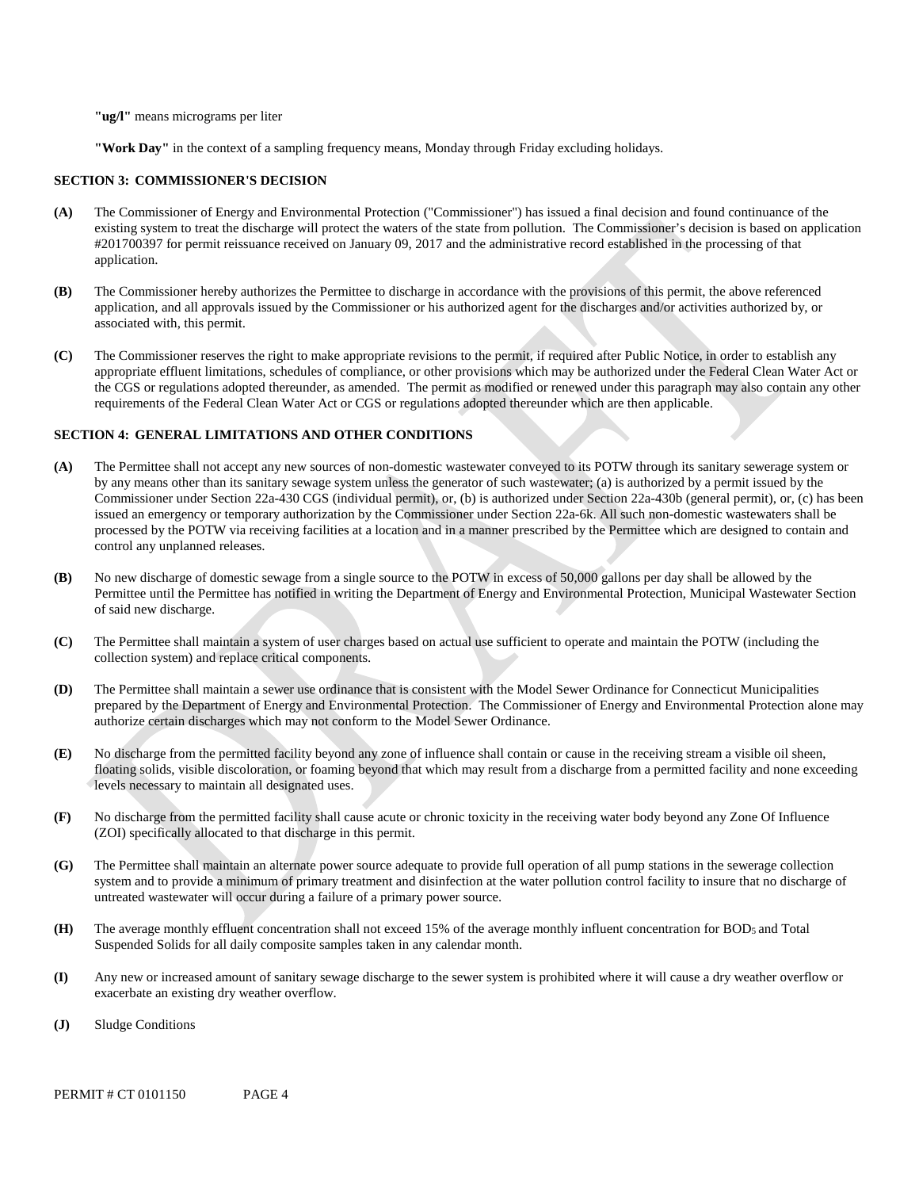**"ug/l"** means micrograms per liter

**"Work Day"** in the context of a sampling frequency means, Monday through Friday excluding holidays.

## SECTION 3: COMMISSIONER'S DECISION

**(A)** The Commissioner of Energy and Environmental Protection ("Commissioner") has issued a final decision and found continuance of the existing system to treat the discharge will protect the waters of the state from pollution. The Commissioner's decision is based on application #201700397 for permit reissuance received on January 09, 2017 and the administrative record established in the processing of that application.

**(B)** The Commissioner hereby authorizes the Permittee to discharge in accordance with the provisions of this permit, the above referenced application, and all approvals issued by the Commissioner or his authorized agent for the discharges and/or activities authorized by, or associated with, this permit.

**(C)** The Commissioner reserves the right to make appropriate revisions to the permit, if required after Public Notice, in order to establish any appropriate effluent limitations, schedules of compliance, or other provisions which may be authorized under the Federal Clean Water Act or the CGS or regulations adopted thereunder, as amended. The permit as modified or renewed under this paragraph may also contain any other requirements of the Federal Clean Water Act or CGS or regulations adopted thereunder which are then applicable.

## SECTION 4: GENERAL LIMITATIONS AND OTHER CONDITIONS

**(A)** The Permittee shall not accept any new sources of non-domestic wastewater conveyed to its POTW through its sanitary sewerage system or by any means other than its sanitary sewage system unless the generator of such wastewater; (a) is authorized by a permit issued by the Commissioner under Section 22a-430 CGS (individual permit), or, (b) is authorized under Section 22a-430b (general permit), or, (c) has been issued an emergency or temporary authorization by the Commissioner under Section 22a-6k. All such non-domestic wastewaters shall be processed by the POTW via receiving facilities at a location and in a manner prescribed by the Permittee which are designed to contain and control any unplanned releases.

**(B)** No new discharge of domestic sewage from a single source to the POTW in excess of 50,000 gallons per day shall be allowed by the Permittee until the Permittee has notified in writing the Department of Energy and Environmental Protection, Municipal Wastewater Section of said new discharge.

**(C)** The Permittee shall maintain a system of user charges based on actual use sufficient to operate and maintain the POTW (including the collection system) and replace critical components.

**(D)** The Permittee shall maintain a sewer use ordinance that is consistent with the Model Sewer Ordinance for Connecticut Municipalities prepared by the Department of Energy and Environmental Protection. The Commissioner of Energy and Environmental Protection alone may authorize certain discharges which may not conform to the Model Sewer Ordinance.

**(E)** No discharge from the permitted facility beyond any zone of influence shall contain or cause in the receiving stream a visible oil sheen, floating solids, visible discoloration, or foaming beyond that which may result from a discharge from a permitted facility and none exceeding levels necessary to maintain all designated uses.

**(F)** No discharge from the permitted facility shall cause acute or chronic toxicity in the receiving water body beyond any Zone Of Influence (ZOI) specifically allocated to that discharge in this permit.

**(G)** The Permittee shall maintain an alternate power source adequate to provide full operation of all pump stations in the sewerage collection system and to provide a minimum of primary treatment and disinfection at the water pollution control facility to insure that no discharge of untreated wastewater will occur during a failure of a primary power source.

**(H)** The average monthly effluent concentration shall not exceed 15% of the average monthly influent concentration for $BOD_5$ and Total Suspended Solids for all daily composite samples taken in any calendar month.

**(I)** Any new or increased amount of sanitary sewage discharge to the sewer system is prohibited where it will cause a dry weather overflow or exacerbate an existing dry weather overflow.

**(J)** Sludge Conditions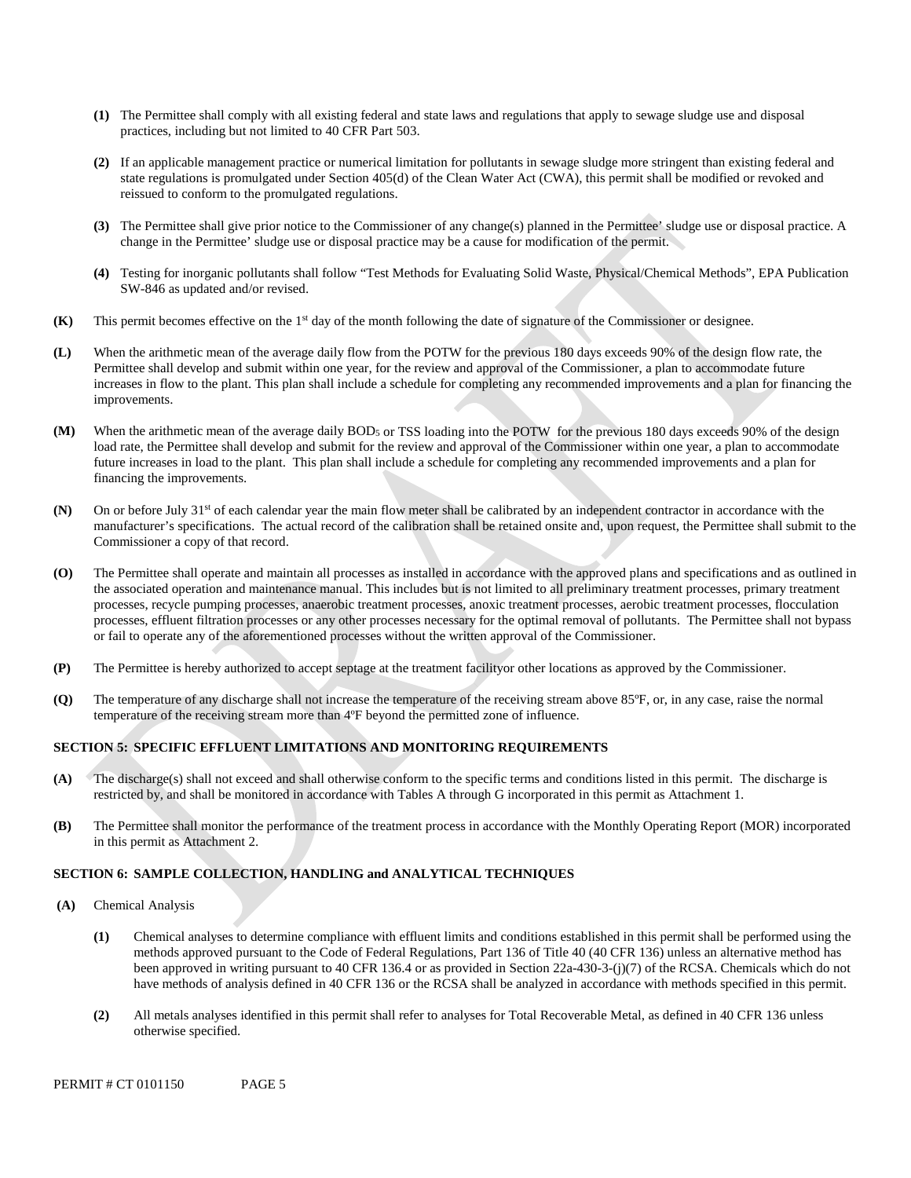**(1)** The Permittee shall comply with all existing federal and state laws and regulations that apply to sewage sludge use and disposal practices, including but not limited to 40 CFR Part 503.

**(2)** If an applicable management practice or numerical limitation for pollutants in sewage sludge more stringent than existing federal and state regulations is promulgated under Section 405(d) of the Clean Water Act (CWA), this permit shall be modified or revoked and reissued to conform to the promulgated regulations.

**(3)** The Permittee shall give prior notice to the Commissioner of any change(s) planned in the Permittee' sludge use or disposal practice. A change in the Permittee' sludge use or disposal practice may be a cause for modification of the permit.

**(4)** Testing for inorganic pollutants shall follow "Test Methods for Evaluating Solid Waste, Physical/Chemical Methods", EPA Publication SW-846 as updated and/or revised.

**(K)** This permit becomes effective on the 1st day of the month following the date of signature of the Commissioner or designee.

**(L)** When the arithmetic mean of the average daily flow from the POTW for the previous 180 days exceeds 90% of the design flow rate, the Permittee shall develop and submit within one year, for the review and approval of the Commissioner, a plan to accommodate future increases in flow to the plant. This plan shall include a schedule for completing any recommended improvements and a plan for financing the improvements.

**(M)** When the arithmetic mean of the average daily $BOD_5$ or TSS loading into the POTW for the previous 180 days exceeds 90% of the design load rate, the Permittee shall develop and submit for the review and approval of the Commissioner within one year, a plan to accommodate future increases in load to the plant. This plan shall include a schedule for completing any recommended improvements and a plan for financing the improvements.

**(N)** On or before July 31st of each calendar year the main flow meter shall be calibrated by an independent contractor in accordance with the manufacturer's specifications. The actual record of the calibration shall be retained onsite and, upon request, the Permittee shall submit to the Commissioner a copy of that record.

**(O)** The Permittee shall operate and maintain all processes as installed in accordance with the approved plans and specifications and as outlined in the associated operation and maintenance manual. This includes but is not limited to all preliminary treatment processes, primary treatment processes, recycle pumping processes, anaerobic treatment processes, anoxic treatment processes, aerobic treatment processes, flocculation processes, effluent filtration processes or any other processes necessary for the optimal removal of pollutants. The Permittee shall not bypass or fail to operate any of the aforementioned processes without the written approval of the Commissioner.

**(P)** The Permittee is hereby authorized to accept septage at the treatment facilityor other locations as approved by the Commissioner.

**(Q)** The temperature of any discharge shall not increase the temperature of the receiving stream above 85ºF, or, in any case, raise the normal temperature of the receiving stream more than 4ºF beyond the permitted zone of influence.

## SECTION 5: SPECIFIC EFFLUENT LIMITATIONS AND MONITORING REQUIREMENTS

**(A)** The discharge(s) shall not exceed and shall otherwise conform to the specific terms and conditions listed in this permit. The discharge is restricted by, and shall be monitored in accordance with Tables A through G incorporated in this permit as Attachment 1.

**(B)** The Permittee shall monitor the performance of the treatment process in accordance with the Monthly Operating Report (MOR) incorporated in this permit as Attachment 2.

## SECTION 6: SAMPLE COLLECTION, HANDLING and ANALYTICAL TECHNIQUES

**(A)** Chemical Analysis

**(1)** Chemical analyses to determine compliance with effluent limits and conditions established in this permit shall be performed using the methods approved pursuant to the Code of Federal Regulations, Part 136 of Title 40 (40 CFR 136) unless an alternative method has been approved in writing pursuant to 40 CFR 136.4 or as provided in Section 22a-430-3-(j)(7) of the RCSA. Chemicals which do not have methods of analysis defined in 40 CFR 136 or the RCSA shall be analyzed in accordance with methods specified in this permit.

**(2)** All metals analyses identified in this permit shall refer to analyses for Total Recoverable Metal, as defined in 40 CFR 136 unless otherwise specified.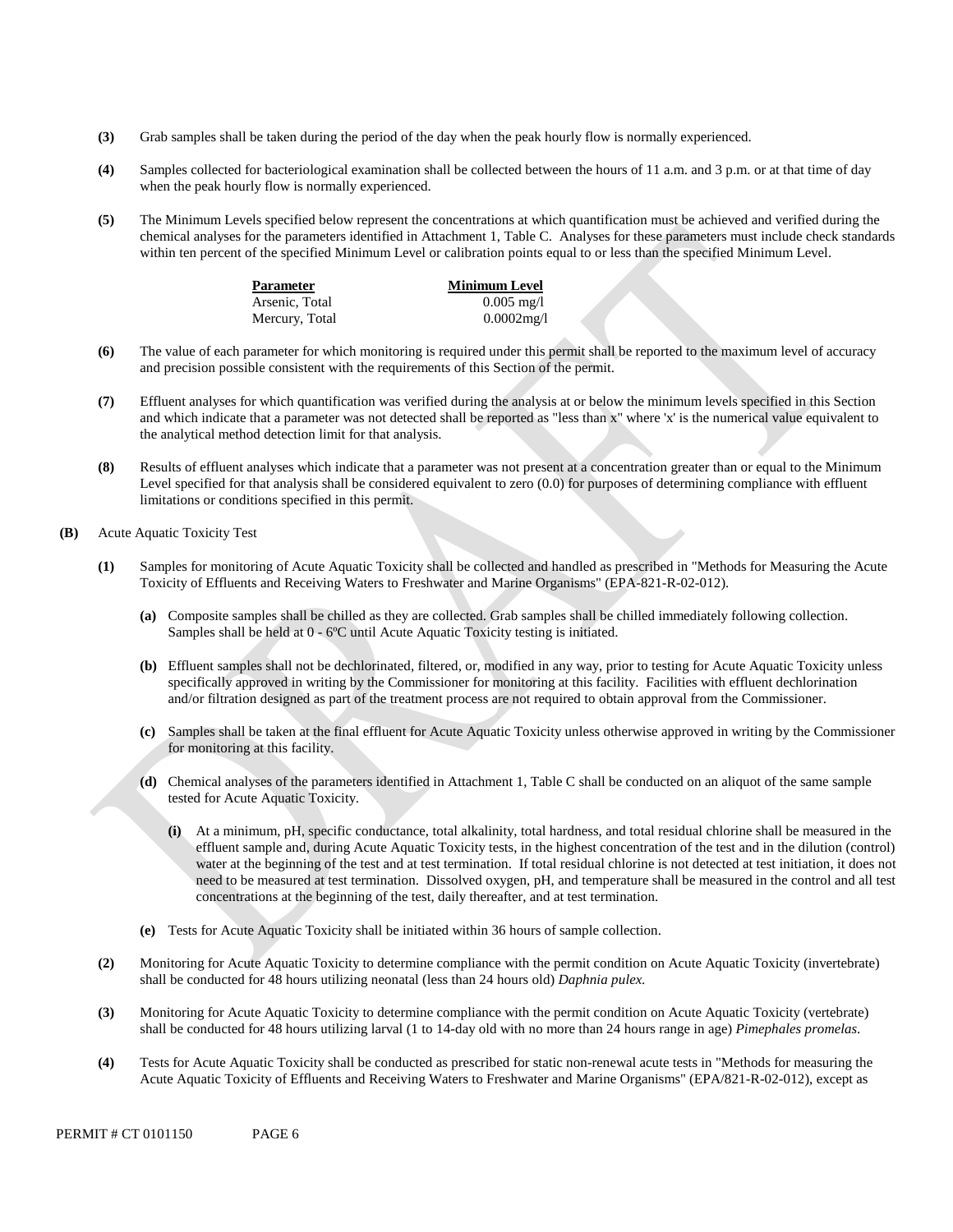**(3)** Grab samples shall be taken during the period of the day when the peak hourly flow is normally experienced.

**(4)** Samples collected for bacteriological examination shall be collected between the hours of 11 a.m. and 3 p.m. or at that time of day when the peak hourly flow is normally experienced.

**(5)** The Minimum Levels specified below represent the concentrations at which quantification must be achieved and verified during the chemical analyses for the parameters identified in Attachment 1, Table C. Analyses for these parameters must include check standards within ten percent of the specified Minimum Level or calibration points equal to or less than the specified Minimum Level.

| Parameter | Minimum Level |
|---|---|
| Arsenic, Total | 0.005 mg/l |
| Mercury, Total | 0.0002mg/l |

**(6)** The value of each parameter for which monitoring is required under this permit shall be reported to the maximum level of accuracy and precision possible consistent with the requirements of this Section of the permit.

**(7)** Effluent analyses for which quantification was verified during the analysis at or below the minimum levels specified in this Section and which indicate that a parameter was not detected shall be reported as "less than x" where 'x' is the numerical value equivalent to the analytical method detection limit for that analysis.

**(8)** Results of effluent analyses which indicate that a parameter was not present at a concentration greater than or equal to the Minimum Level specified for that analysis shall be considered equivalent to zero (0.0) for purposes of determining compliance with effluent limitations or conditions specified in this permit.

**(B)** Acute Aquatic Toxicity Test

**(1)** Samples for monitoring of Acute Aquatic Toxicity shall be collected and handled as prescribed in "Methods for Measuring the Acute Toxicity of Effluents and Receiving Waters to Freshwater and Marine Organisms" (EPA-821-R-02-012).

**(a)** Composite samples shall be chilled as they are collected. Grab samples shall be chilled immediately following collection. Samples shall be held at 0 - 6ºC until Acute Aquatic Toxicity testing is initiated.

**(b)** Effluent samples shall not be dechlorinated, filtered, or, modified in any way, prior to testing for Acute Aquatic Toxicity unless specifically approved in writing by the Commissioner for monitoring at this facility. Facilities with effluent dechlorination and/or filtration designed as part of the treatment process are not required to obtain approval from the Commissioner.

**(c)** Samples shall be taken at the final effluent for Acute Aquatic Toxicity unless otherwise approved in writing by the Commissioner for monitoring at this facility.

**(d)** Chemical analyses of the parameters identified in Attachment 1, Table C shall be conducted on an aliquot of the same sample tested for Acute Aquatic Toxicity.

**(i)** At a minimum, pH, specific conductance, total alkalinity, total hardness, and total residual chlorine shall be measured in the effluent sample and, during Acute Aquatic Toxicity tests, in the highest concentration of the test and in the dilution (control) water at the beginning of the test and at test termination. If total residual chlorine is not detected at test initiation, it does not need to be measured at test termination. Dissolved oxygen, pH, and temperature shall be measured in the control and all test concentrations at the beginning of the test, daily thereafter, and at test termination.

**(e)** Tests for Acute Aquatic Toxicity shall be initiated within 36 hours of sample collection.

**(2)** Monitoring for Acute Aquatic Toxicity to determine compliance with the permit condition on Acute Aquatic Toxicity (invertebrate) shall be conducted for 48 hours utilizing neonatal (less than 24 hours old) *Daphnia pulex.*

**(3)** Monitoring for Acute Aquatic Toxicity to determine compliance with the permit condition on Acute Aquatic Toxicity (vertebrate) shall be conducted for 48 hours utilizing larval (1 to 14-day old with no more than 24 hours range in age) *Pimephales promelas*.

**(4)** Tests for Acute Aquatic Toxicity shall be conducted as prescribed for static non-renewal acute tests in "Methods for measuring the Acute Aquatic Toxicity of Effluents and Receiving Waters to Freshwater and Marine Organisms" (EPA/821-R-02-012), except as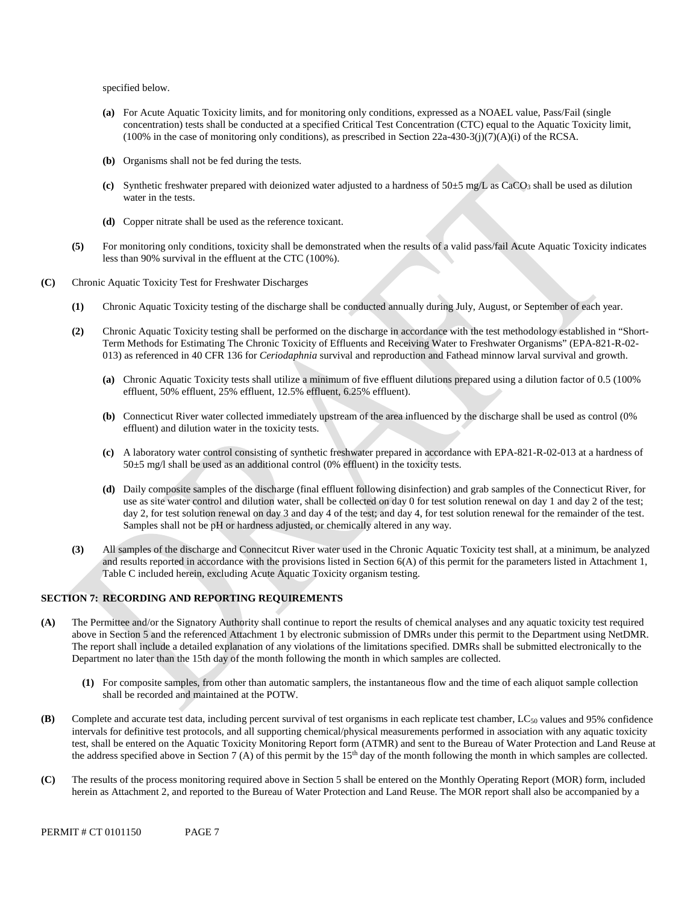specified below.

**(a)** For Acute Aquatic Toxicity limits, and for monitoring only conditions, expressed as a NOAEL value, Pass/Fail (single concentration) tests shall be conducted at a specified Critical Test Concentration (CTC) equal to the Aquatic Toxicity limit, (100% in the case of monitoring only conditions), as prescribed in Section 22a-430-3(j)(7)(A)(i) of the RCSA.

**(b)** Organisms shall not be fed during the tests.

**(c)** Synthetic freshwater prepared with deionized water adjusted to a hardness of 50±5 mg/L as $CaCO_3$ shall be used as dilution water in the tests.

**(d)** Copper nitrate shall be used as the reference toxicant.

**(5)** For monitoring only conditions, toxicity shall be demonstrated when the results of a valid pass/fail Acute Aquatic Toxicity indicates less than 90% survival in the effluent at the CTC (100%).

**(C)** Chronic Aquatic Toxicity Test for Freshwater Discharges

**(1)** Chronic Aquatic Toxicity testing of the discharge shall be conducted annually during July, August, or September of each year.

**(2)** Chronic Aquatic Toxicity testing shall be performed on the discharge in accordance with the test methodology established in "Short-Term Methods for Estimating The Chronic Toxicity of Effluents and Receiving Water to Freshwater Organisms" (EPA-821-R-02-013) as referenced in 40 CFR 136 for *Ceriodaphnia* survival and reproduction and Fathead minnow larval survival and growth.

**(a)** Chronic Aquatic Toxicity tests shall utilize a minimum of five effluent dilutions prepared using a dilution factor of 0.5 (100% effluent, 50% effluent, 25% effluent, 12.5% effluent, 6.25% effluent).

**(b)** Connecticut River water collected immediately upstream of the area influenced by the discharge shall be used as control (0% effluent) and dilution water in the toxicity tests.

**(c)** A laboratory water control consisting of synthetic freshwater prepared in accordance with EPA-821-R-02-013 at a hardness of 50±5 mg/l shall be used as an additional control (0% effluent) in the toxicity tests.

**(d)** Daily composite samples of the discharge (final effluent following disinfection) and grab samples of the Connecticut River, for use as site water control and dilution water, shall be collected on day 0 for test solution renewal on day 1 and day 2 of the test; day 2, for test solution renewal on day 3 and day 4 of the test; and day 4, for test solution renewal for the remainder of the test. Samples shall not be pH or hardness adjusted, or chemically altered in any way.

**(3)** All samples of the discharge and Connecitcut River water used in the Chronic Aquatic Toxicity test shall, at a minimum, be analyzed and results reported in accordance with the provisions listed in Section 6(A) of this permit for the parameters listed in Attachment 1, Table C included herein, excluding Acute Aquatic Toxicity organism testing.

## SECTION 7: RECORDING AND REPORTING REQUIREMENTS

**(A)** The Permittee and/or the Signatory Authority shall continue to report the results of chemical analyses and any aquatic toxicity test required above in Section 5 and the referenced Attachment 1 by electronic submission of DMRs under this permit to the Department using NetDMR. The report shall include a detailed explanation of any violations of the limitations specified. DMRs shall be submitted electronically to the Department no later than the 15th day of the month following the month in which samples are collected.

**(1)** For composite samples, from other than automatic samplers, the instantaneous flow and the time of each aliquot sample collection shall be recorded and maintained at the POTW.

**(B)** Complete and accurate test data, including percent survival of test organisms in each replicate test chamber, $LC_{50}$ values and 95% confidence intervals for definitive test protocols, and all supporting chemical/physical measurements performed in association with any aquatic toxicity test, shall be entered on the Aquatic Toxicity Monitoring Report form (ATMR) and sent to the Bureau of Water Protection and Land Reuse at the address specified above in Section 7 (A) of this permit by the 15th day of the month following the month in which samples are collected.

**(C)** The results of the process monitoring required above in Section 5 shall be entered on the Monthly Operating Report (MOR) form, included herein as Attachment 2, and reported to the Bureau of Water Protection and Land Reuse. The MOR report shall also be accompanied by a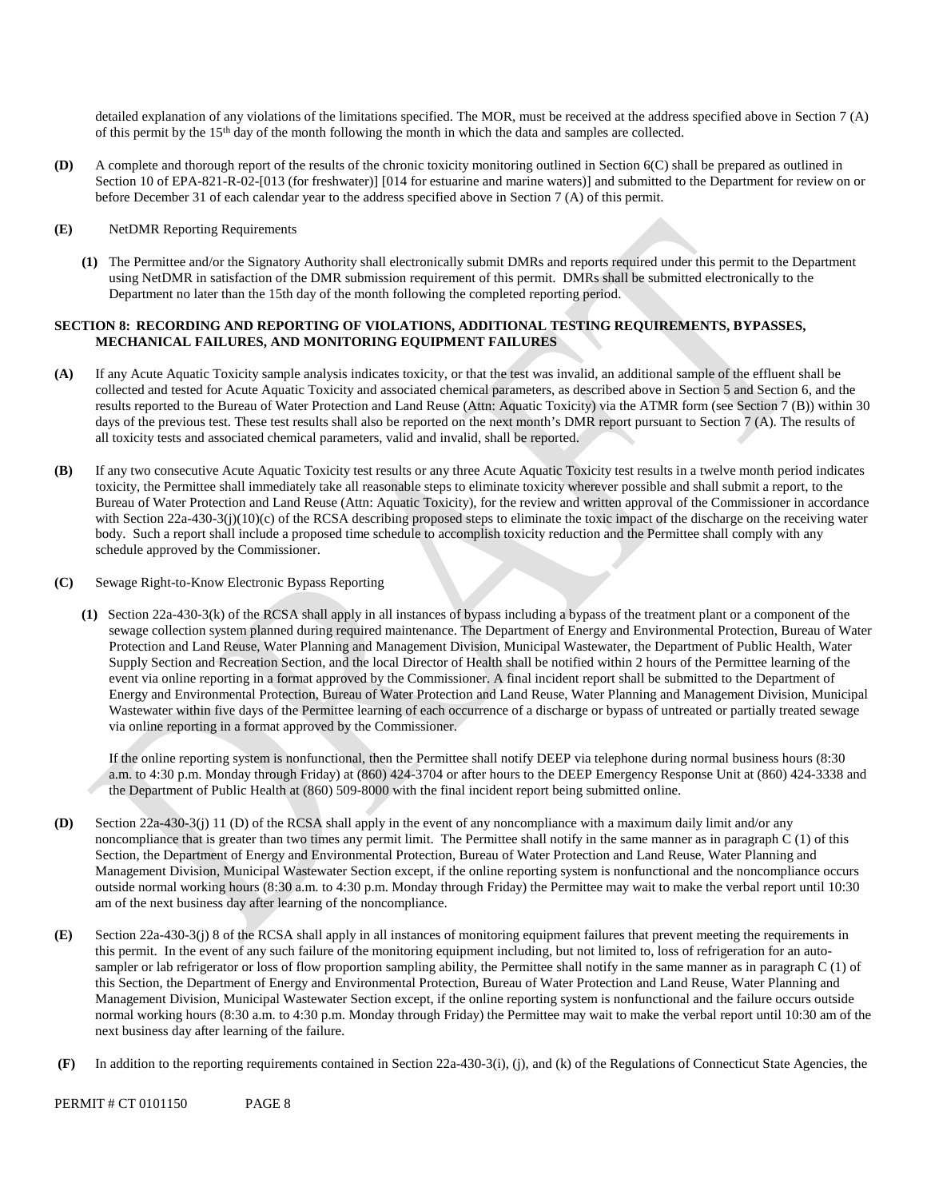detailed explanation of any violations of the limitations specified. The MOR, must be received at the address specified above in Section 7 (A) of this permit by the 15th day of the month following the month in which the data and samples are collected.

**(D)** A complete and thorough report of the results of the chronic toxicity monitoring outlined in Section 6(C) shall be prepared as outlined in Section 10 of EPA-821-R-02-[013 (for freshwater)] [014 for estuarine and marine waters)] and submitted to the Department for review on or before December 31 of each calendar year to the address specified above in Section 7 (A) of this permit.

**(E)** NetDMR Reporting Requirements

**(1)** The Permittee and/or the Signatory Authority shall electronically submit DMRs and reports required under this permit to the Department using NetDMR in satisfaction of the DMR submission requirement of this permit. DMRs shall be submitted electronically to the Department no later than the 15th day of the month following the completed reporting period.

## SECTION 8: RECORDING AND REPORTING OF VIOLATIONS, ADDITIONAL TESTING REQUIREMENTS, BYPASSES, MECHANICAL FAILURES, AND MONITORING EQUIPMENT FAILURES

**(A)** If any Acute Aquatic Toxicity sample analysis indicates toxicity, or that the test was invalid, an additional sample of the effluent shall be collected and tested for Acute Aquatic Toxicity and associated chemical parameters, as described above in Section 5 and Section 6, and the results reported to the Bureau of Water Protection and Land Reuse (Attn: Aquatic Toxicity) via the ATMR form (see Section 7 (B)) within 30 days of the previous test. These test results shall also be reported on the next month's DMR report pursuant to Section 7 (A). The results of all toxicity tests and associated chemical parameters, valid and invalid, shall be reported.

**(B)** If any two consecutive Acute Aquatic Toxicity test results or any three Acute Aquatic Toxicity test results in a twelve month period indicates toxicity, the Permittee shall immediately take all reasonable steps to eliminate toxicity wherever possible and shall submit a report, to the Bureau of Water Protection and Land Reuse (Attn: Aquatic Toxicity), for the review and written approval of the Commissioner in accordance with Section 22a-430-3(j)(10)(c) of the RCSA describing proposed steps to eliminate the toxic impact of the discharge on the receiving water body. Such a report shall include a proposed time schedule to accomplish toxicity reduction and the Permittee shall comply with any schedule approved by the Commissioner.

**(C)** Sewage Right-to-Know Electronic Bypass Reporting

**(1)** Section 22a-430-3(k) of the RCSA shall apply in all instances of bypass including a bypass of the treatment plant or a component of the sewage collection system planned during required maintenance. The Department of Energy and Environmental Protection, Bureau of Water Protection and Land Reuse, Water Planning and Management Division, Municipal Wastewater, the Department of Public Health, Water Supply Section and Recreation Section, and the local Director of Health shall be notified within 2 hours of the Permittee learning of the event via online reporting in a format approved by the Commissioner. A final incident report shall be submitted to the Department of Energy and Environmental Protection, Bureau of Water Protection and Land Reuse, Water Planning and Management Division, Municipal Wastewater within five days of the Permittee learning of each occurrence of a discharge or bypass of untreated or partially treated sewage via online reporting in a format approved by the Commissioner.

If the online reporting system is nonfunctional, then the Permittee shall notify DEEP via telephone during normal business hours (8:30 a.m. to 4:30 p.m. Monday through Friday) at (860) 424-3704 or after hours to the DEEP Emergency Response Unit at (860) 424-3338 and the Department of Public Health at (860) 509-8000 with the final incident report being submitted online.

**(D)** Section 22a-430-3(j) 11 (D) of the RCSA shall apply in the event of any noncompliance with a maximum daily limit and/or any noncompliance that is greater than two times any permit limit. The Permittee shall notify in the same manner as in paragraph C (1) of this Section, the Department of Energy and Environmental Protection, Bureau of Water Protection and Land Reuse, Water Planning and Management Division, Municipal Wastewater Section except, if the online reporting system is nonfunctional and the noncompliance occurs outside normal working hours (8:30 a.m. to 4:30 p.m. Monday through Friday) the Permittee may wait to make the verbal report until 10:30 am of the next business day after learning of the noncompliance.

**(E)** Section 22a-430-3(j) 8 of the RCSA shall apply in all instances of monitoring equipment failures that prevent meeting the requirements in this permit. In the event of any such failure of the monitoring equipment including, but not limited to, loss of refrigeration for an auto-sampler or lab refrigerator or loss of flow proportion sampling ability, the Permittee shall notify in the same manner as in paragraph C (1) of this Section, the Department of Energy and Environmental Protection, Bureau of Water Protection and Land Reuse, Water Planning and Management Division, Municipal Wastewater Section except, if the online reporting system is nonfunctional and the failure occurs outside normal working hours (8:30 a.m. to 4:30 p.m. Monday through Friday) the Permittee may wait to make the verbal report until 10:30 am of the next business day after learning of the failure.

**(F)** In addition to the reporting requirements contained in Section 22a-430-3(i), (j), and (k) of the Regulations of Connecticut State Agencies, the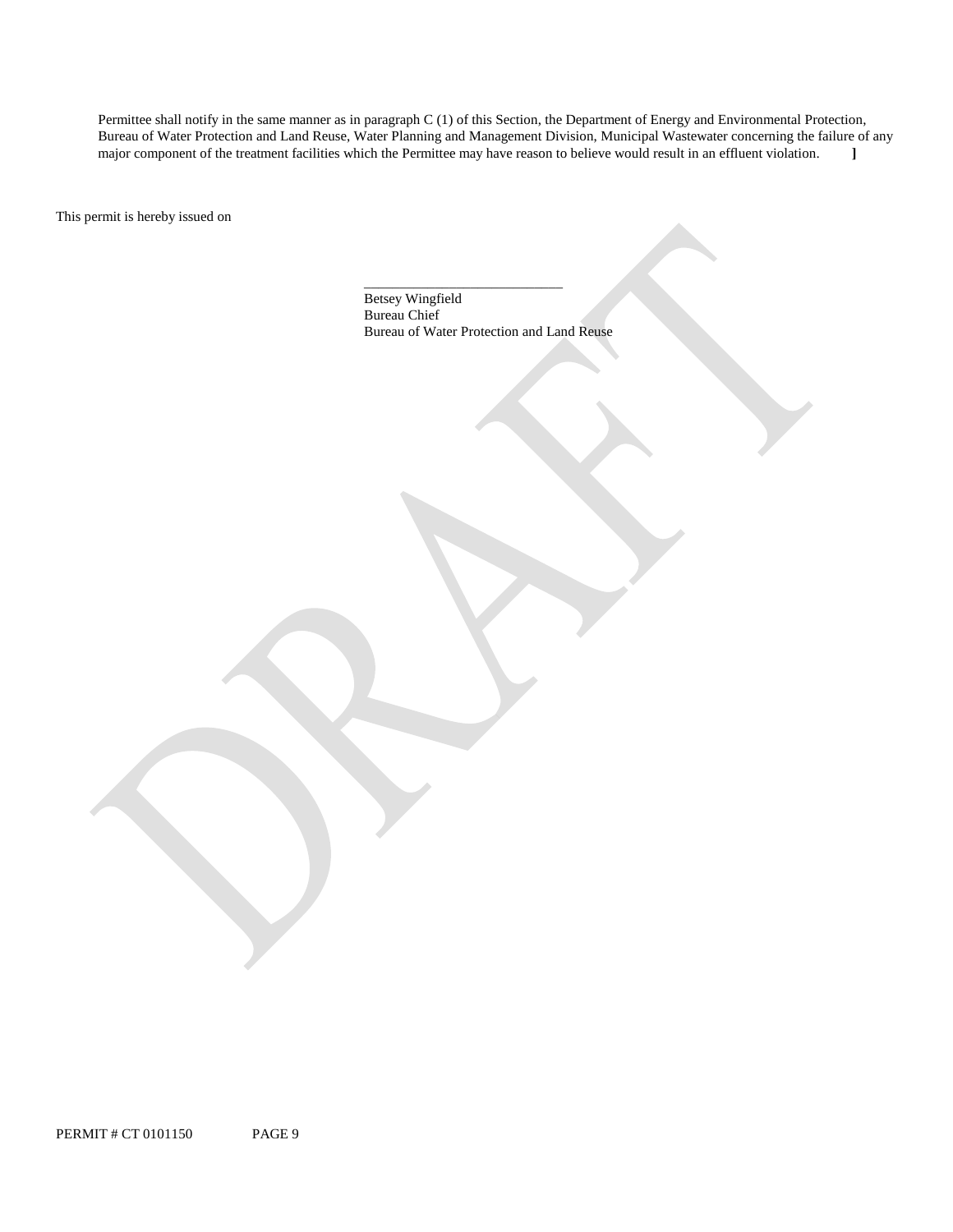Permittee shall notify in the same manner as in paragraph C (1) of this Section, the Department of Energy and Environmental Protection, Bureau of Water Protection and Land Reuse, Water Planning and Management Division, Municipal Wastewater concerning the failure of any major component of the treatment facilities which the Permittee may have reason to believe would result in an effluent violation. ]

This permit is hereby issued on

\_\_\_\_\_\_\_\_\_\_\_\_\_\_\_\_\_\_\_\_\_\_\_\_\_\_\_\_

Betsey Wingfield
Bureau Chief
Bureau of Water Protection and Land Reuse

DRAFT

PERMIT # CT 0101150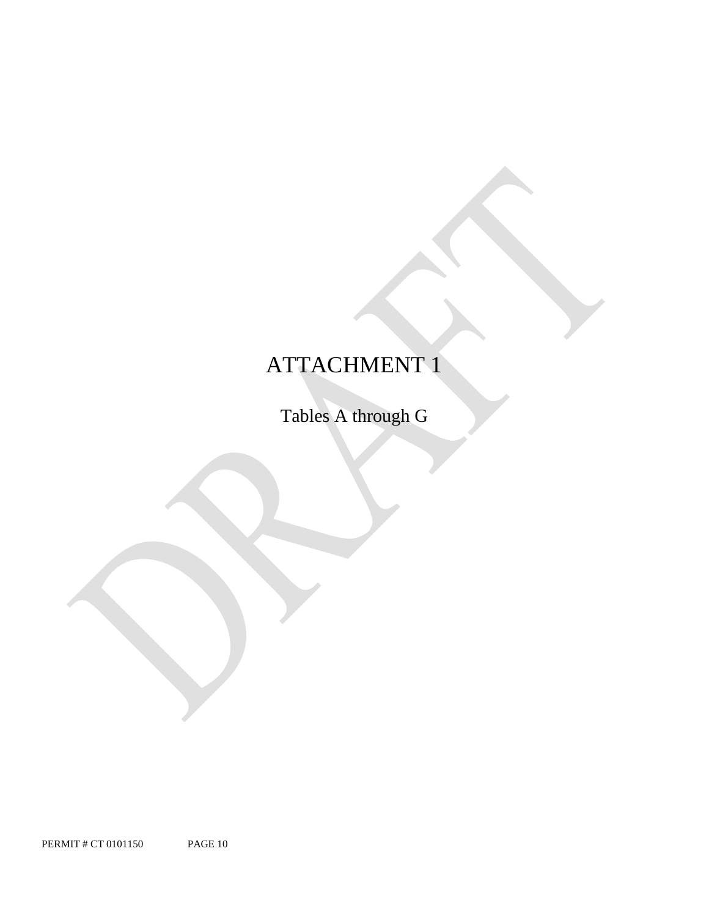# ATTACHMENT 1

Tables A through G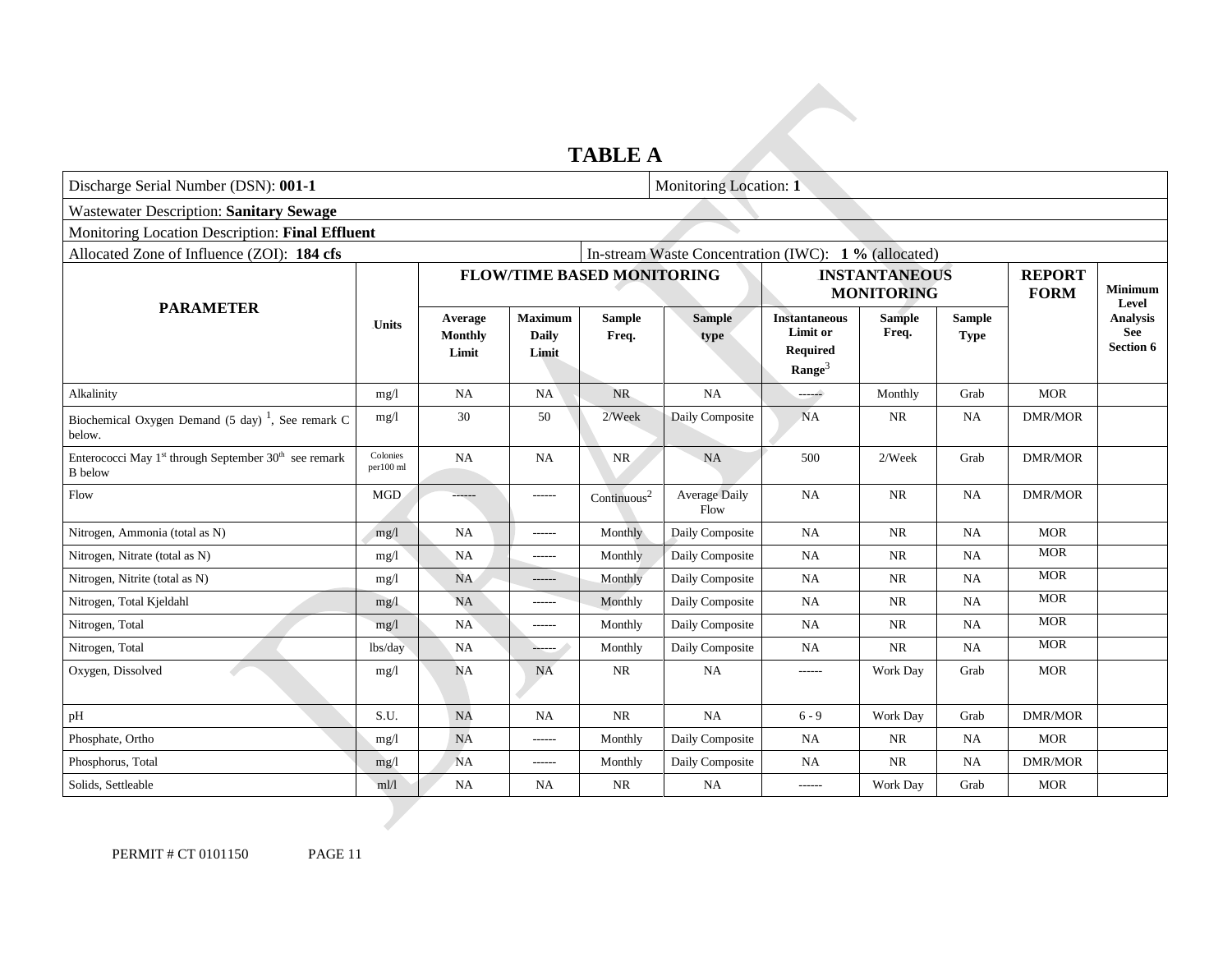# TABLE A

| Discharge Serial Number (DSN): **001-1** | | | | | Monitoring Location: **1** | | | | | |
|---|---|---|---|---|---|---|---|---|---|---|
| Wastewater Description: **Sanitary Sewage** | | | | | | | | | | |
| Monitoring Location Description: **Final Effluent** | | | | | | | | | | |
| Allocated Zone of Influence (ZOI): **184 cfs** | | | | In-stream Waste Concentration (IWC): **1 %** (allocated) | | | | | | |
| **PARAMETER** | **Units** | **FLOW/TIME BASED MONITORING** | | | | **INSTANTANEOUS MONITORING** | | | **REPORT FORM** | **Minimum Level Analysis See Section 6** |
| | | **Average Monthly Limit** | **Maximum Daily Limit** | **Sample Freq.** | **Sample type** | **Instantaneous Limit or Required Range**[3] | **Sample Freq.** | **Sample Type** | | |
| Alkalinity | mg/l | NA | NA | NR | NA | ------ | Monthly | Grab | MOR | |
| Biochemical Oxygen Demand (5 day) [1], See remark C below. | mg/l | 30 | 50 | 2/Week | Daily Composite | NA | NR | NA | DMR/MOR | |
| Enterococci May 1st through September 30th see remark B below | Colonies per100 ml | NA | NA | NR | NA | 500 | 2/Week | Grab | DMR/MOR | |
| Flow | MGD | ------ | ------ | Continuous[2] | Average Daily Flow | NA | NR | NA | DMR/MOR | |
| Nitrogen, Ammonia (total as N) | mg/l | NA | ------ | Monthly | Daily Composite | NA | NR | NA | MOR | |
| Nitrogen, Nitrate (total as N) | mg/l | NA | ------ | Monthly | Daily Composite | NA | NR | NA | MOR | |
| Nitrogen, Nitrite (total as N) | mg/l | NA | ------ | Monthly | Daily Composite | NA | NR | NA | MOR | |
| Nitrogen, Total Kjeldahl | mg/l | NA | ------ | Monthly | Daily Composite | NA | NR | NA | MOR | |
| Nitrogen, Total | mg/l | NA | ------ | Monthly | Daily Composite | NA | NR | NA | MOR | |
| Nitrogen, Total | lbs/day | NA | ------ | Monthly | Daily Composite | NA | NR | NA | MOR | |
| Oxygen, Dissolved | mg/l | NA | NA | NR | NA | ------ | Work Day | Grab | MOR | |
| pH | S.U. | NA | NA | NR | NA | 6 - 9 | Work Day | Grab | DMR/MOR | |
| Phosphate, Ortho | mg/l | NA | ------ | Monthly | Daily Composite | NA | NR | NA | MOR | |
| Phosphorus, Total | mg/l | NA | ------ | Monthly | Daily Composite | NA | NR | NA | DMR/MOR | |
| Solids, Settleable | ml/l | NA | NA | NR | NA | ------ | Work Day | Grab | MOR | |

PERMIT # CT 0101150 PAGE 11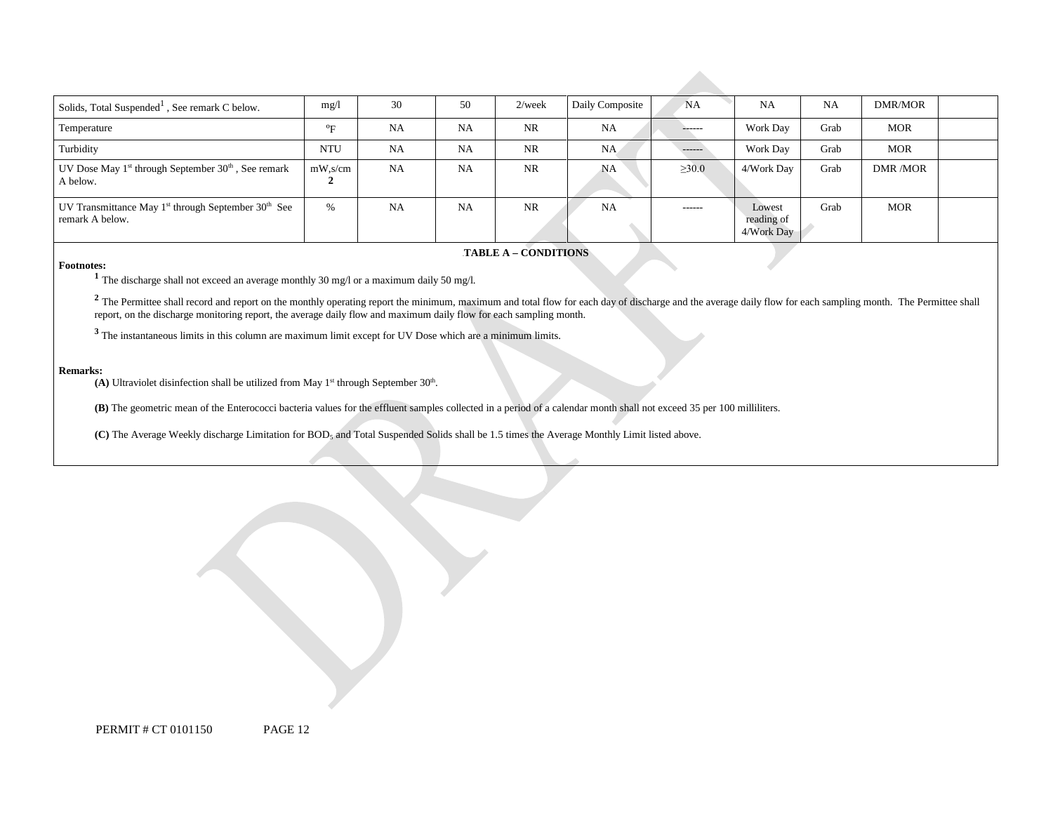| Solids, Total Suspended[1] , See remark C below. | mg/l | 30 | 50 | 2/week | Daily Composite | NA | NA | NA | DMR/MOR | |
|---|---|---|---|---|---|---|---|---|---|---|
| Temperature | °F | NA | NA | NR | NA | ------ | Work Day | Grab | MOR | |
| Turbidity | NTU | NA | NA | NR | NA | ------ | Work Day | Grab | MOR | |
| UV Dose May 1st through September 30th , See remark A below. | mW,s/cm **2** | NA | NA | NR | NA | ≥30.0 | 4/Work Day | Grab | DMR /MOR | |
| UV Transmittance May 1st through September 30th See remark A below. | % | NA | NA | NR | NA | ------ | Lowest reading of 4/Work Day | Grab | MOR | |

**TABLE A – CONDITIONS**

**Footnotes:**

**1** The discharge shall not exceed an average monthly 30 mg/l or a maximum daily 50 mg/l.

**2** The Permittee shall record and report on the monthly operating report the minimum, maximum and total flow for each day of discharge and the average daily flow for each sampling month. The Permittee shall report, on the discharge monitoring report, the average daily flow and maximum daily flow for each sampling month.

**3** The instantaneous limits in this column are maximum limit except for UV Dose which are a minimum limits.

**Remarks:**

**(A)** Ultraviolet disinfection shall be utilized from May 1st through September 30th.

**(B)** The geometric mean of the Enterococci bacteria values for the effluent samples collected in a period of a calendar month shall not exceed 35 per 100 milliliters.

**(C)** The Average Weekly discharge Limitation for $BOD_5$ and Total Suspended Solids shall be 1.5 times the Average Monthly Limit listed above.

PERMIT # CT 0101150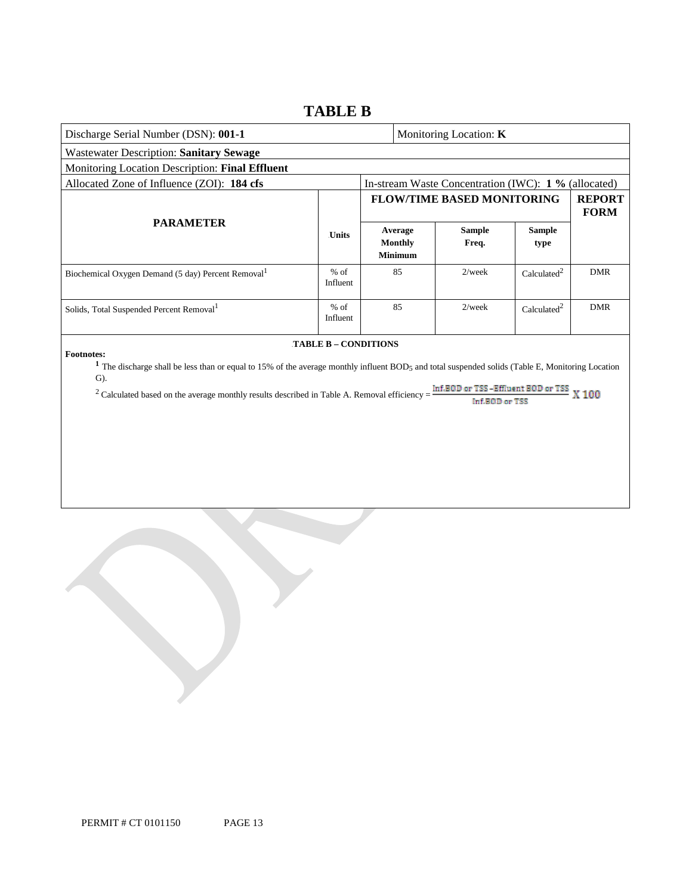# TABLE B

| Discharge Serial Number (DSN): **001-1** | | | Monitoring Location: **K** | | |
|---|---|---|---|---|---|
| Wastewater Description: **Sanitary Sewage** | | | | | |
| Monitoring Location Description: **Final Effluent** | | | | | |
| Allocated Zone of Influence (ZOI): **184 cfs** | | In-stream Waste Concentration (IWC): **1 %** (allocated) | | | |
| **PARAMETER** | **Units** | **FLOW/TIME BASED MONITORING** | | | **REPORT FORM** |
| | | **Average Monthly Minimum** | **Sample Freq.** | **Sample type** | |
| Biochemical Oxygen Demand (5 day) Percent Removal[1] | % of Influent | 85 | 2/week | Calculated[2] | DMR |
| Solids, Total Suspended Percent Removal[1] | % of Influent | 85 | 2/week | Calculated[2] | DMR |

**TABLE B – CONDITIONS**

**Footnotes:**

[1] The discharge shall be less than or equal to 15% of the average monthly influent $BOD_5$ and total suspended solids (Table E, Monitoring Location G).

[2] Calculated based on the average monthly results described in Table A. Removal efficiency = $\frac{\text{Inf.BOD or TSS} - \text{Effluent BOD or TSS}}{\text{Inf.BOD or TSS}} \times 100$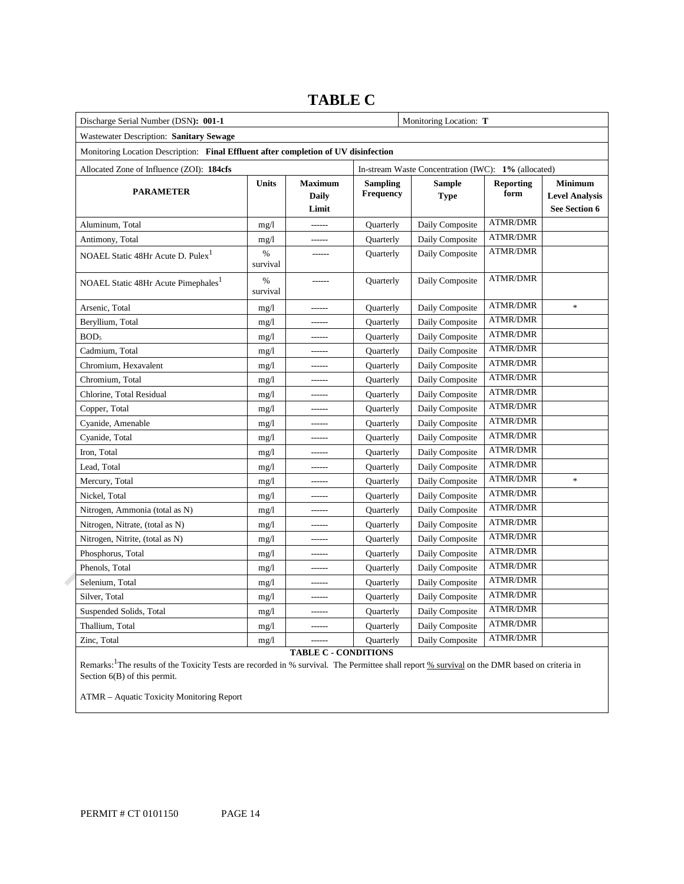# TABLE C

| Discharge Serial Number (DSN): **001-1** | | | | Monitoring Location: **T** | | |
|---|---|---|---|---|---|---|
| Wastewater Description: **Sanitary Sewage** | | | | | | |
| Monitoring Location Description: **Final Effluent after completion of UV disinfection** | | | | | | |
| Allocated Zone of Influence (ZOI): **184cfs** | | | In-stream Waste Concentration (IWC): **1%** (allocated) | | | |
| **PARAMETER** | **Units** | **Maximum Daily Limit** | **Sampling Frequency** | **Sample Type** | **Reporting form** | **Minimum Level Analysis See Section 6** |
| Aluminum, Total | mg/l | ------ | Quarterly | Daily Composite | ATMR/DMR | |
| Antimony, Total | mg/l | ------ | Quarterly | Daily Composite | ATMR/DMR | |
| NOAEL Static 48Hr Acute D. Pulex[1] | % survival | ------ | Quarterly | Daily Composite | ATMR/DMR | |
| NOAEL Static 48Hr Acute Pimephales[1] | % survival | ------ | Quarterly | Daily Composite | ATMR/DMR | |
| Arsenic, Total | mg/l | ------ | Quarterly | Daily Composite | ATMR/DMR | * |
| Beryllium, Total | mg/l | ------ | Quarterly | Daily Composite | ATMR/DMR | |
| $BOD_5$ | mg/l | ------ | Quarterly | Daily Composite | ATMR/DMR | |
| Cadmium, Total | mg/l | ------ | Quarterly | Daily Composite | ATMR/DMR | |
| Chromium, Hexavalent | mg/l | ------ | Quarterly | Daily Composite | ATMR/DMR | |
| Chromium, Total | mg/l | ------ | Quarterly | Daily Composite | ATMR/DMR | |
| Chlorine, Total Residual | mg/l | ------ | Quarterly | Daily Composite | ATMR/DMR | |
| Copper, Total | mg/l | ------ | Quarterly | Daily Composite | ATMR/DMR | |
| Cyanide, Amenable | mg/l | ------ | Quarterly | Daily Composite | ATMR/DMR | |
| Cyanide, Total | mg/l | ------ | Quarterly | Daily Composite | ATMR/DMR | |
| Iron, Total | mg/l | ------ | Quarterly | Daily Composite | ATMR/DMR | |
| Lead, Total | mg/l | ------ | Quarterly | Daily Composite | ATMR/DMR | |
| Mercury, Total | mg/l | ------ | Quarterly | Daily Composite | ATMR/DMR | * |
| Nickel, Total | mg/l | ------ | Quarterly | Daily Composite | ATMR/DMR | |
| Nitrogen, Ammonia (total as N) | mg/l | ------ | Quarterly | Daily Composite | ATMR/DMR | |
| Nitrogen, Nitrate, (total as N) | mg/l | ------ | Quarterly | Daily Composite | ATMR/DMR | |
| Nitrogen, Nitrite, (total as N) | mg/l | ------ | Quarterly | Daily Composite | ATMR/DMR | |
| Phosphorus, Total | mg/l | ------ | Quarterly | Daily Composite | ATMR/DMR | |
| Phenols, Total | mg/l | ------ | Quarterly | Daily Composite | ATMR/DMR | |
| Selenium, Total | mg/l | ------ | Quarterly | Daily Composite | ATMR/DMR | |
| Silver, Total | mg/l | ------ | Quarterly | Daily Composite | ATMR/DMR | |
| Suspended Solids, Total | mg/l | ------ | Quarterly | Daily Composite | ATMR/DMR | |
| Thallium, Total | mg/l | ------ | Quarterly | Daily Composite | ATMR/DMR | |
| Zinc, Total | mg/l | ------ | Quarterly | Daily Composite | ATMR/DMR | |

**TABLE C - CONDITIONS**

Remarks:[1]The results of the Toxicity Tests are recorded in % survival. The Permittee shall report % survival on the DMR based on criteria in Section 6(B) of this permit.

ATMR – Aquatic Toxicity Monitoring Report

PERMIT # CT 0101150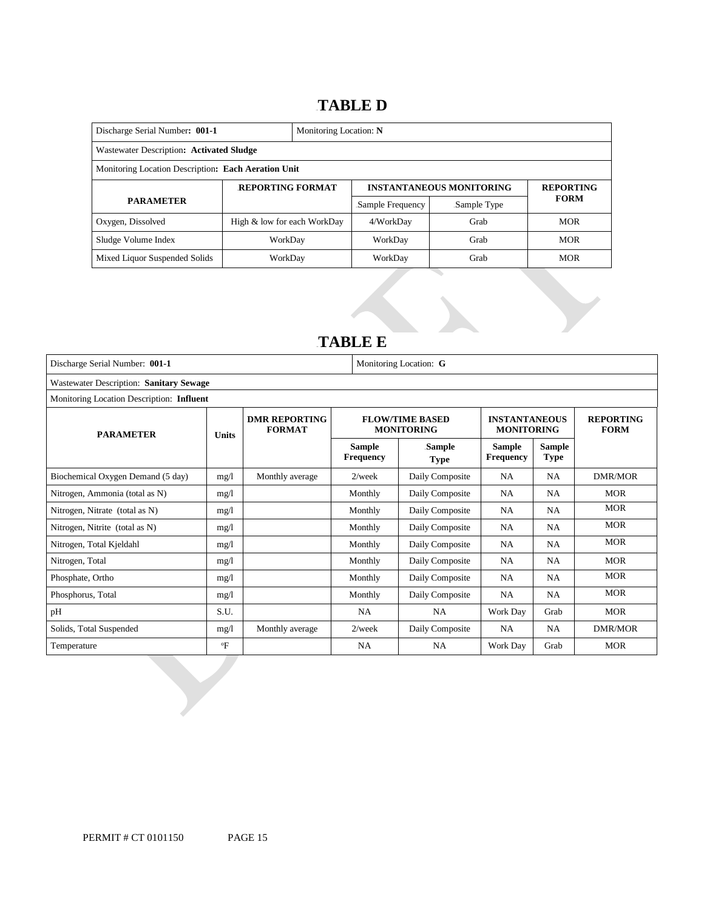# TABLE D

| Discharge Serial Number: **001-1** | | Monitoring Location: **N** | | |
|---|---|---|---|---|
| Wastewater Description: **Activated Sludge** | | | | |
| Monitoring Location Description: **Each Aeration Unit** | | | | |
| **PARAMETER** | **REPORTING FORMAT** | **INSTANTANEOUS MONITORING** | | **REPORTING FORM** |
| | | Sample Frequency | Sample Type | |
| Oxygen, Dissolved | High & low for each WorkDay | 4/WorkDay | Grab | MOR |
| Sludge Volume Index | WorkDay | WorkDay | Grab | MOR |
| Mixed Liquor Suspended Solids | WorkDay | WorkDay | Grab | MOR |

# TABLE E

| Discharge Serial Number: **001-1** | | | | Monitoring Location: **G** | | | |
|---|---|---|---|---|---|---|---|
| Wastewater Description: **Sanitary Sewage** | | | | | | | |
| Monitoring Location Description: **Influent** | | | | | | | |
| **PARAMETER** | **Units** | **DMR REPORTING FORMAT** | **FLOW/TIME BASED MONITORING** | | **INSTANTANEOUS MONITORING** | | **REPORTING FORM** |
| | | | **Sample Frequency** | **Sample Type** | **Sample Frequency** | **Sample Type** | |
| Biochemical Oxygen Demand (5 day) | mg/l | Monthly average | 2/week | Daily Composite | NA | NA | DMR/MOR |
| Nitrogen, Ammonia (total as N) | mg/l | | Monthly | Daily Composite | NA | NA | MOR |
| Nitrogen, Nitrate (total as N) | mg/l | | Monthly | Daily Composite | NA | NA | MOR |
| Nitrogen, Nitrite (total as N) | mg/l | | Monthly | Daily Composite | NA | NA | MOR |
| Nitrogen, Total Kjeldahl | mg/l | | Monthly | Daily Composite | NA | NA | MOR |
| Nitrogen, Total | mg/l | | Monthly | Daily Composite | NA | NA | MOR |
| Phosphate, Ortho | mg/l | | Monthly | Daily Composite | NA | NA | MOR |
| Phosphorus, Total | mg/l | | Monthly | Daily Composite | NA | NA | MOR |
| pH | S.U. | | NA | NA | Work Day | Grab | MOR |
| Solids, Total Suspended | mg/l | Monthly average | 2/week | Daily Composite | NA | NA | DMR/MOR |
| Temperature | °F | | NA | NA | Work Day | Grab | MOR |

PERMIT # CT 0101150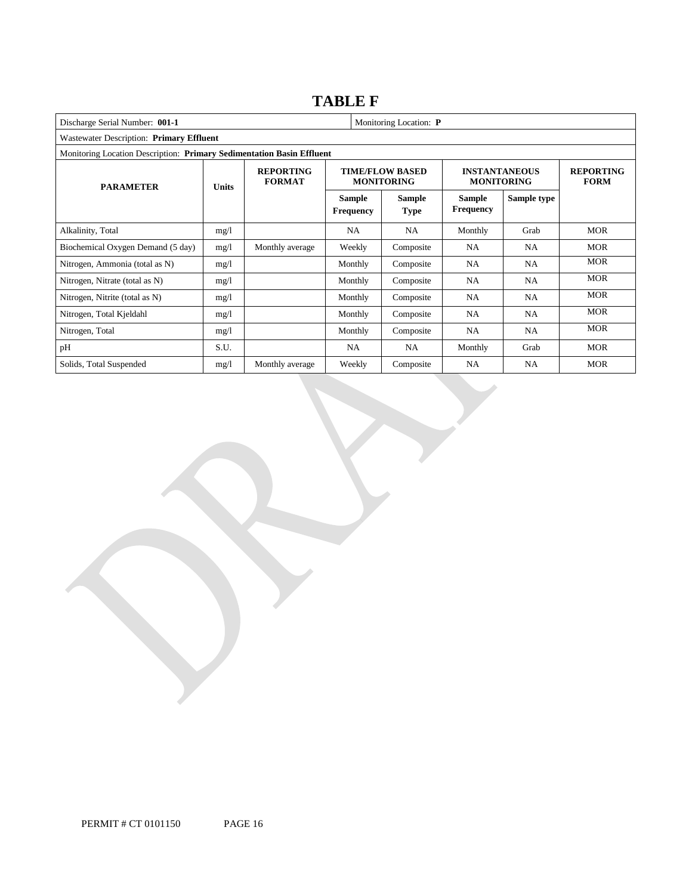# TABLE F

| Discharge Serial Number: **001-1** | | | | Monitoring Location: **P** | | | |
|---|---|---|---|---|---|---|---|
| Wastewater Description: **Primary Effluent** | | | | | | | |
| Monitoring Location Description: **Primary Sedimentation Basin Effluent** | | | | | | | |
| **PARAMETER** | **Units** | **REPORTING FORMAT** | **TIME/FLOW BASED MONITORING** | | **INSTANTANEOUS MONITORING** | | **REPORTING FORM** |
| | | | **Sample Frequency** | **Sample Type** | **Sample Frequency** | **Sample type** | |
| Alkalinity, Total | mg/l | | NA | NA | Monthly | Grab | MOR |
| Biochemical Oxygen Demand (5 day) | mg/l | Monthly average | Weekly | Composite | NA | NA | MOR |
| Nitrogen, Ammonia (total as N) | mg/l | | Monthly | Composite | NA | NA | MOR |
| Nitrogen, Nitrate (total as N) | mg/l | | Monthly | Composite | NA | NA | MOR |
| Nitrogen, Nitrite (total as N) | mg/l | | Monthly | Composite | NA | NA | MOR |
| Nitrogen, Total Kjeldahl | mg/l | | Monthly | Composite | NA | NA | MOR |
| Nitrogen, Total | mg/l | | Monthly | Composite | NA | NA | MOR |
| pH | S.U. | | NA | NA | Monthly | Grab | MOR |
| Solids, Total Suspended | mg/l | Monthly average | Weekly | Composite | NA | NA | MOR |

PERMIT # CT 0101150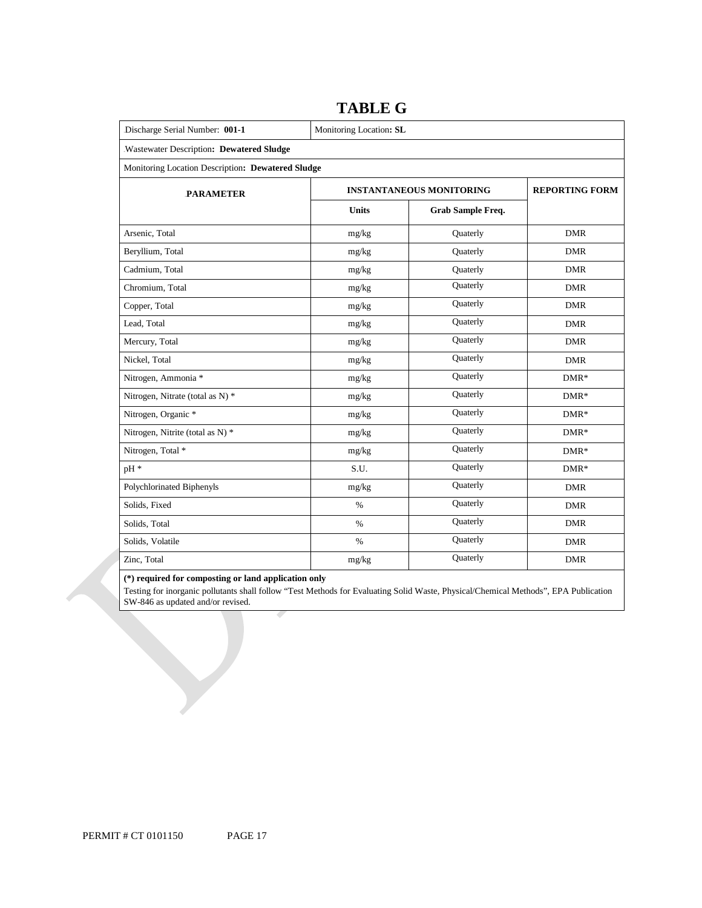# TABLE G

| Discharge Serial Number: **001-1** | Monitoring Location**: SL** | | |
|---|---|---|---|
| Wastewater Description**: Dewatered Sludge** | | | |
| Monitoring Location Description**: Dewatered Sludge** | | | |
| **PARAMETER** | **INSTANTANEOUS MONITORING** | | **REPORTING FORM** |
| | **Units** | **Grab Sample Freq.** | |
| Arsenic, Total | mg/kg | Quaterly | DMR |
| Beryllium, Total | mg/kg | Quaterly | DMR |
| Cadmium, Total | mg/kg | Quaterly | DMR |
| Chromium, Total | mg/kg | Quaterly | DMR |
| Copper, Total | mg/kg | Quaterly | DMR |
| Lead, Total | mg/kg | Quaterly | DMR |
| Mercury, Total | mg/kg | Quaterly | DMR |
| Nickel, Total | mg/kg | Quaterly | DMR |
| Nitrogen, Ammonia * | mg/kg | Quaterly | DMR* |
| Nitrogen, Nitrate (total as N) * | mg/kg | Quaterly | DMR* |
| Nitrogen, Organic * | mg/kg | Quaterly | DMR* |
| Nitrogen, Nitrite (total as N) * | mg/kg | Quaterly | DMR* |
| Nitrogen, Total * | mg/kg | Quaterly | DMR* |
| pH * | S.U. | Quaterly | DMR* |
| Polychlorinated Biphenyls | mg/kg | Quaterly | DMR |
| Solids, Fixed | % | Quaterly | DMR |
| Solids, Total | % | Quaterly | DMR |
| Solids, Volatile | % | Quaterly | DMR |
| Zinc, Total | mg/kg | Quaterly | DMR |

**(*) required for composting or land application only**

Testing for inorganic pollutants shall follow "Test Methods for Evaluating Solid Waste, Physical/Chemical Methods", EPA Publication SW-846 as updated and/or revised.

PERMIT # CT 0101150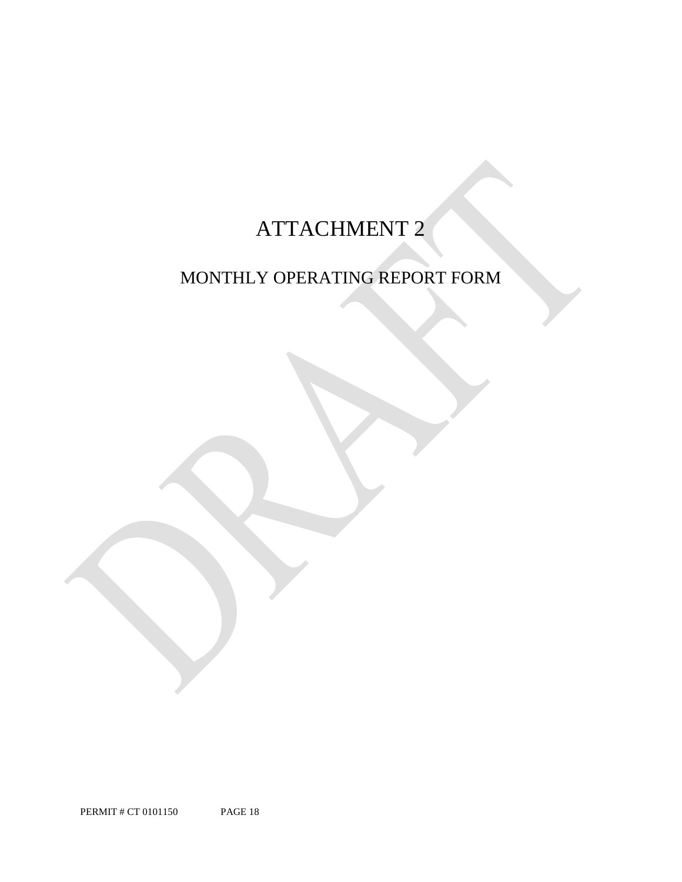# ATTACHMENT 2

## MONTHLY OPERATING REPORT FORM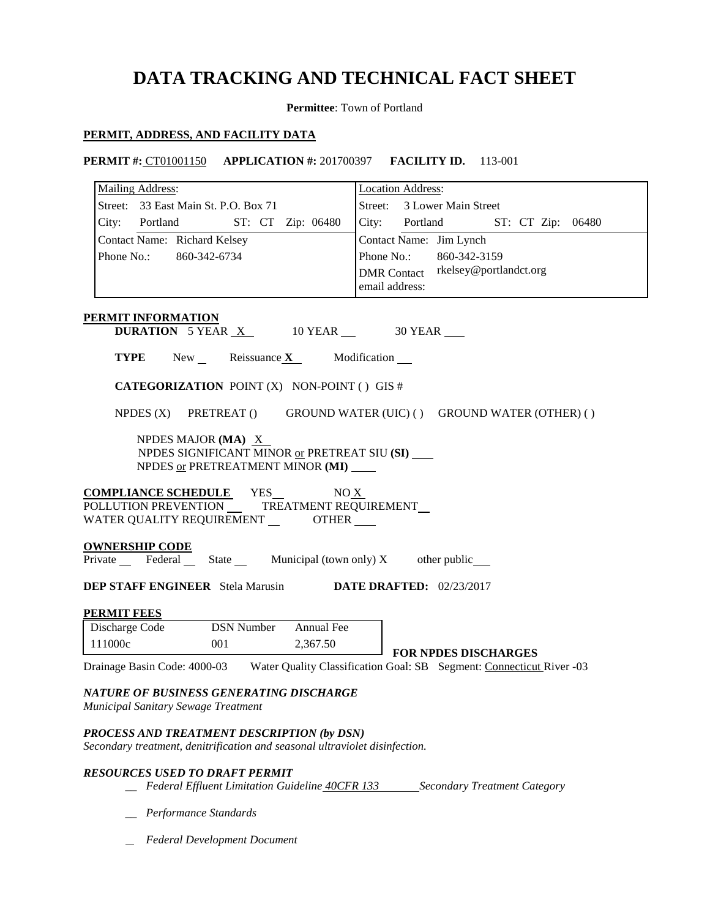# DATA TRACKING AND TECHNICAL FACT SHEET

**Permittee**: Town of Portland

## PERMIT, ADDRESS, AND FACILITY DATA

**PERMIT #:** CT01001150 **APPLICATION #:** 201700397 **FACILITY ID.** 113-001

| Mailing Address: | Location Address: |
|---|---|
| Street: 33 East Main St. P.O. Box 71 | Street: 3 Lower Main Street |
| City: Portland ST: CT Zip: 06480 | City: Portland ST: CT Zip: 06480 |
| Contact Name: Richard Kelsey | Contact Name: Jim Lynch |
| Phone No.: 860-342-6734 | Phone No.: 860-342-3159 |
| | DMR Contact email address: rkelsey@portlandct.org |

## PERMIT INFORMATION

**DURATION** 5 YEAR X 10 YEAR __ 30 YEAR __

**TYPE** New __ Reissuance **X** Modification __

**CATEGORIZATION** POINT (X) NON-POINT ( ) GIS #

NPDES (X) PRETREAT () GROUND WATER (UIC) ( ) GROUND WATER (OTHER) ( )

NPDES MAJOR **(MA)** X
NPDES SIGNIFICANT MINOR or PRETREAT SIU **(SI)** __
NPDES or PRETREATMENT MINOR **(MI)** __

**COMPLIANCE SCHEDULE** YES__ NO X
POLLUTION PREVENTION __ TREATMENT REQUIREMENT __
WATER QUALITY REQUIREMENT __ OTHER __

**OWNERSHIP CODE**
Private __ Federal __ State __ Municipal (town only) X other public __

**DEP STAFF ENGINEER** Stela Marusin **DATE DRAFTED:** 02/23/2017

**PERMIT FEES**

| Discharge Code | DSN Number | Annual Fee |
|---|---|---|
| 111000c | 001 | 2,367.50 |

**FOR NPDES DISCHARGES**

Drainage Basin Code: 4000-03 Water Quality Classification Goal: SB Segment: Connecticut River -03

***NATURE OF BUSINESS GENERATING DISCHARGE***
*Municipal Sanitary Sewage Treatment*

***PROCESS AND TREATMENT DESCRIPTION (by DSN)***
*Secondary treatment, denitrification and seasonal ultraviolet disinfection.*

***RESOURCES USED TO DRAFT PERMIT***

- __ *Federal Effluent Limitation Guideline 40CFR 133 Secondary Treatment Category*
- __ *Performance Standards*
- __ *Federal Development Document*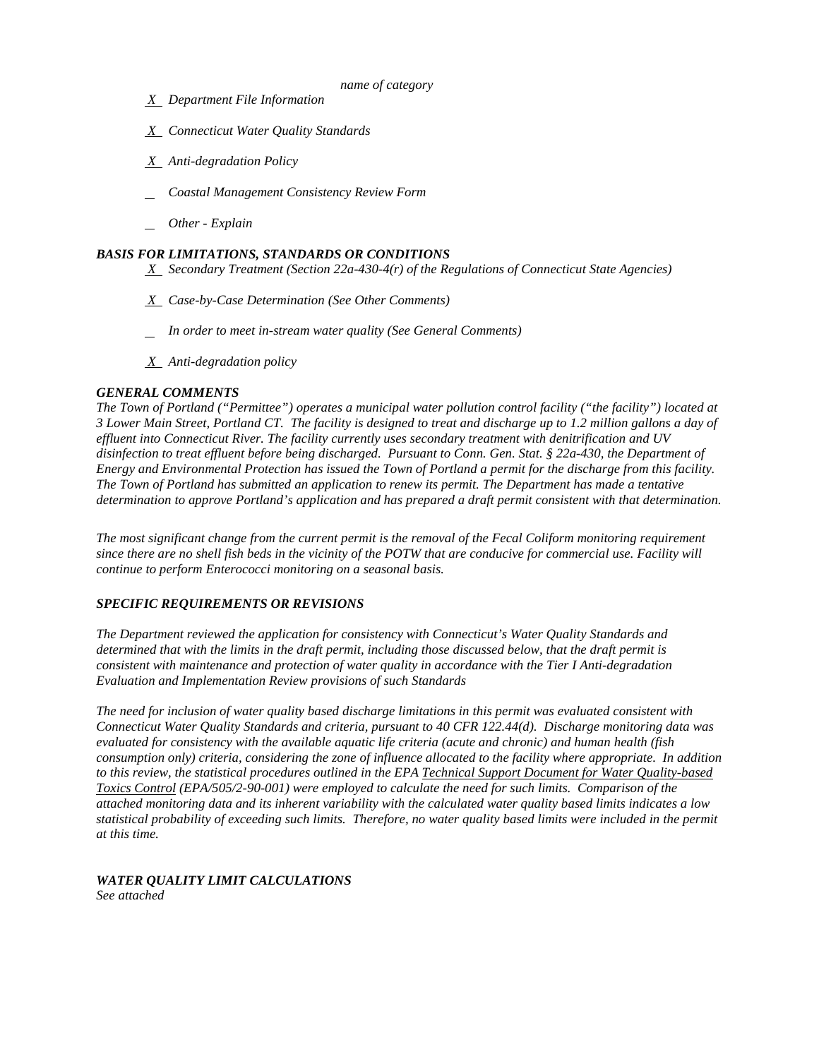*name of category*

*X* *Department File Information*

*X* *Connecticut Water Quality Standards*

*X* *Anti-degradation Policy*

_ *Coastal Management Consistency Review Form*

_ *Other - Explain*

### *BASIS FOR LIMITATIONS, STANDARDS OR CONDITIONS*

*X* *Secondary Treatment (Section 22a-430-4(r) of the Regulations of Connecticut State Agencies)*

*X* *Case-by-Case Determination (See Other Comments)*

_ *In order to meet in-stream water quality (See General Comments)*

*X* *Anti-degradation policy*

### *GENERAL COMMENTS*

*The Town of Portland ("Permittee") operates a municipal water pollution control facility ("the facility") located at 3 Lower Main Street, Portland CT. The facility is designed to treat and discharge up to 1.2 million gallons a day of effluent into Connecticut River. The facility currently uses secondary treatment with denitrification and UV disinfection to treat effluent before being discharged. Pursuant to Conn. Gen. Stat. § 22a-430, the Department of Energy and Environmental Protection has issued the Town of Portland a permit for the discharge from this facility. The Town of Portland has submitted an application to renew its permit. The Department has made a tentative determination to approve Portland's application and has prepared a draft permit consistent with that determination.*

*The most significant change from the current permit is the removal of the Fecal Coliform monitoring requirement since there are no shell fish beds in the vicinity of the POTW that are conducive for commercial use. Facility will continue to perform Enterococci monitoring on a seasonal basis.*

### *SPECIFIC REQUIREMENTS OR REVISIONS*

*The Department reviewed the application for consistency with Connecticut's Water Quality Standards and determined that with the limits in the draft permit, including those discussed below, that the draft permit is consistent with maintenance and protection of water quality in accordance with the Tier I Anti-degradation Evaluation and Implementation Review provisions of such Standards*

*The need for inclusion of water quality based discharge limitations in this permit was evaluated consistent with Connecticut Water Quality Standards and criteria, pursuant to 40 CFR 122.44(d). Discharge monitoring data was evaluated for consistency with the available aquatic life criteria (acute and chronic) and human health (fish consumption only) criteria, considering the zone of influence allocated to the facility where appropriate. In addition to this review, the statistical procedures outlined in the EPA Technical Support Document for Water Quality-based Toxics Control (EPA/505/2-90-001) were employed to calculate the need for such limits. Comparison of the attached monitoring data and its inherent variability with the calculated water quality based limits indicates a low statistical probability of exceeding such limits. Therefore, no water quality based limits were included in the permit at this time.*

### *WATER QUALITY LIMIT CALCULATIONS*

*See attached*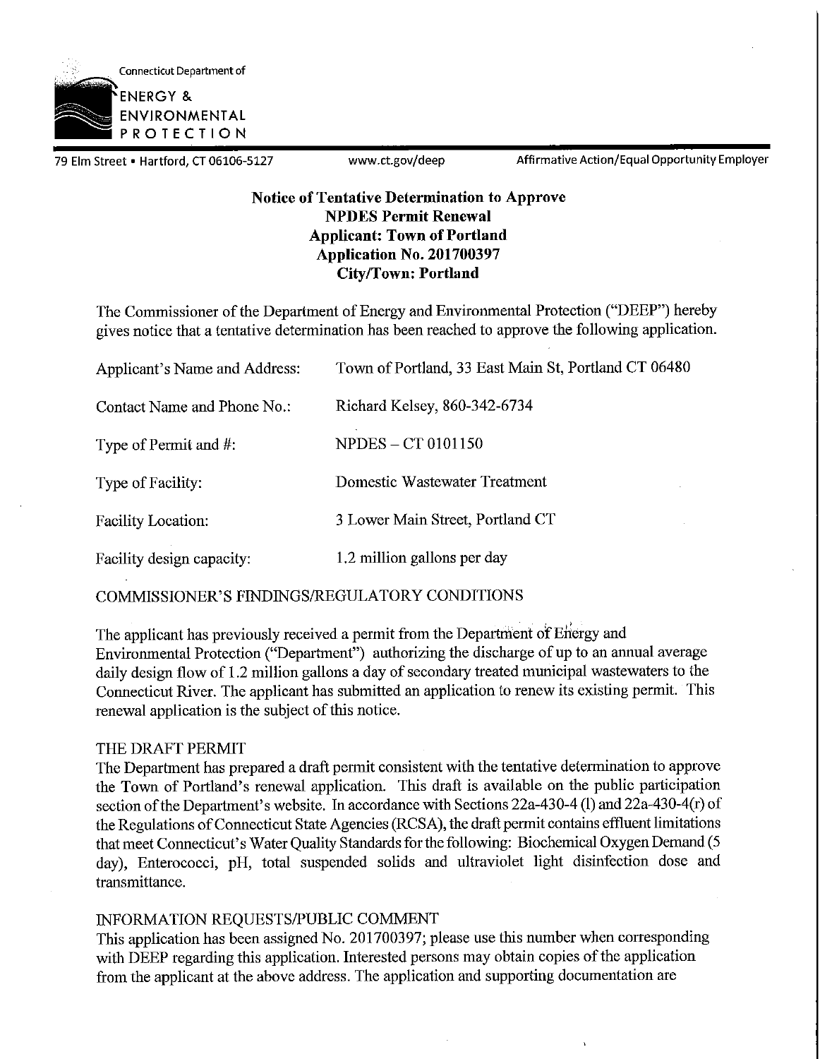Connecticut Department of

ENERGY & ENVIRONMENTAL PROTECTION

79 Elm Street • Hartford, CT 06106-5127 www.ct.gov/deep Affirmative Action/Equal Opportunity Employer

**Notice of Tentative Determination to Approve**
**NPDES Permit Renewal**
**Applicant: Town of Portland**
**Application No. 201700397**
**City/Town: Portland**

The Commissioner of the Department of Energy and Environmental Protection ("DEEP") hereby gives notice that a tentative determination has been reached to approve the following application.

| | |
|---|---|
| Applicant's Name and Address: | Town of Portland, 33 East Main St, Portland CT 06480 |
| Contact Name and Phone No.: | Richard Kelsey, 860-342-6734 |
| Type of Permit and #: | NPDES – CT 0101150 |
| Type of Facility: | Domestic Wastewater Treatment |
| Facility Location: | 3 Lower Main Street, Portland CT |
| Facility design capacity: | 1.2 million gallons per day |

COMMISSIONER'S FINDINGS/REGULATORY CONDITIONS

The applicant has previously received a permit from the Department of Energy and Environmental Protection ("Department") authorizing the discharge of up to an annual average daily design flow of 1.2 million gallons a day of secondary treated municipal wastewaters to the Connecticut River. The applicant has submitted an application to renew its existing permit. This renewal application is the subject of this notice.

THE DRAFT PERMIT

The Department has prepared a draft permit consistent with the tentative determination to approve the Town of Portland's renewal application. This draft is available on the public participation section of the Department's website. In accordance with Sections 22a-430-4 (l) and 22a-430-4(r) of the Regulations of Connecticut State Agencies (RCSA), the draft permit contains effluent limitations that meet Connecticut's Water Quality Standards for the following: Biochemical Oxygen Demand (5 day), Enterococci, pH, total suspended solids and ultraviolet light disinfection dose and transmittance.

INFORMATION REQUESTS/PUBLIC COMMENT

This application has been assigned No. 201700397; please use this number when corresponding with DEEP regarding this application. Interested persons may obtain copies of the application from the applicant at the above address. The application and supporting documentation are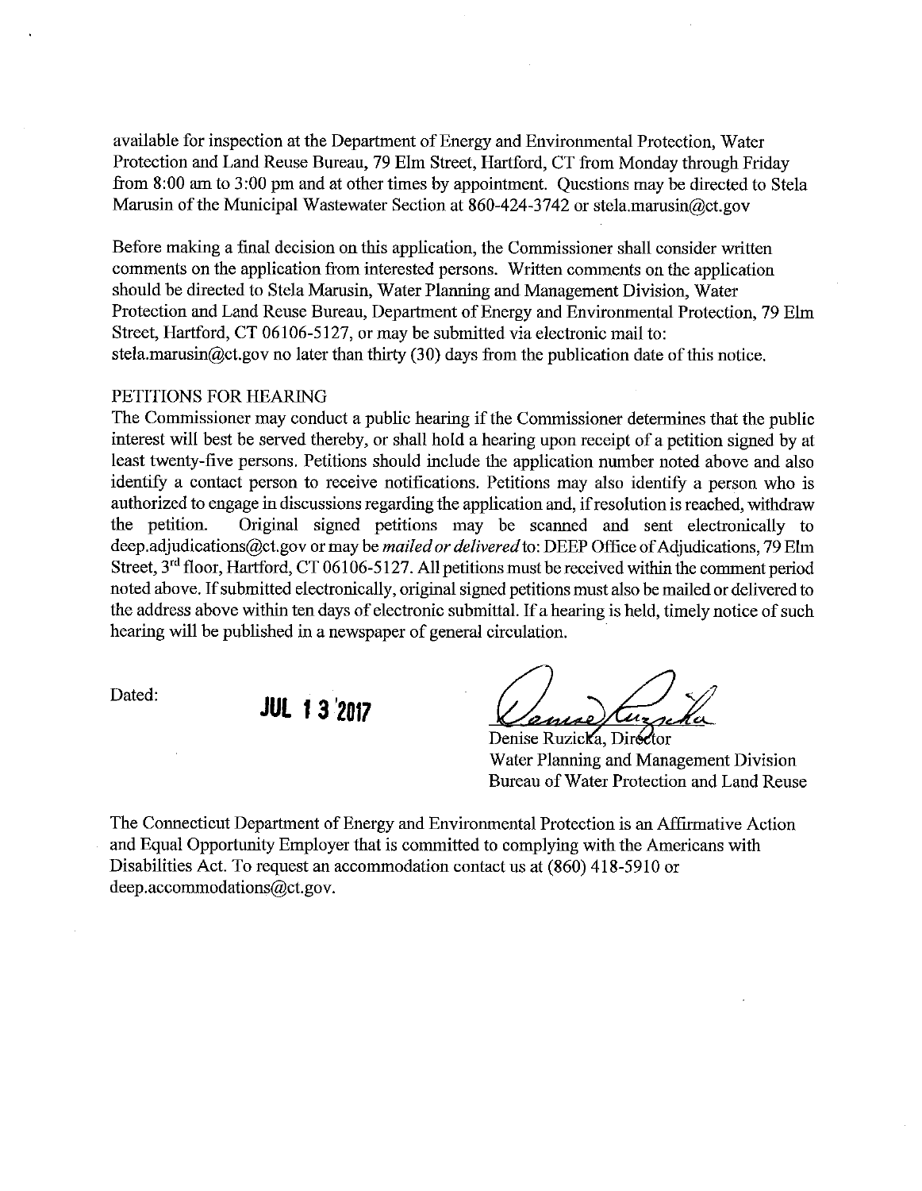available for inspection at the Department of Energy and Environmental Protection, Water Protection and Land Reuse Bureau, 79 Elm Street, Hartford, CT from Monday through Friday from 8:00 am to 3:00 pm and at other times by appointment. Questions may be directed to Stela Marusin of the Municipal Wastewater Section at 860-424-3742 or stela.marusin@ct.gov

Before making a final decision on this application, the Commissioner shall consider written comments on the application from interested persons. Written comments on the application should be directed to Stela Marusin, Water Planning and Management Division, Water Protection and Land Reuse Bureau, Department of Energy and Environmental Protection, 79 Elm Street, Hartford, CT 06106-5127, or may be submitted via electronic mail to: stela.marusin@ct.gov no later than thirty (30) days from the publication date of this notice.

PETITIONS FOR HEARING

The Commissioner may conduct a public hearing if the Commissioner determines that the public interest will best be served thereby, or shall hold a hearing upon receipt of a petition signed by at least twenty-five persons. Petitions should include the application number noted above and also identify a contact person to receive notifications. Petitions may also identify a person who is authorized to engage in discussions regarding the application and, if resolution is reached, withdraw the petition. Original signed petitions may be scanned and sent electronically to deep.adjudications@ct.gov or may be *mailed or delivered* to: DEEP Office of Adjudications, 79 Elm Street, 3rd floor, Hartford, CT 06106-5127. All petitions must be received within the comment period noted above. If submitted electronically, original signed petitions must also be mailed or delivered to the address above within ten days of electronic submittal. If a hearing is held, timely notice of such hearing will be published in a newspaper of general circulation.

Dated: **JUL 13 2017**

Denise Ruzicka, Director
Water Planning and Management Division
Bureau of Water Protection and Land Reuse

The Connecticut Department of Energy and Environmental Protection is an Affirmative Action and Equal Opportunity Employer that is committed to complying with the Americans with Disabilities Act. To request an accommodation contact us at (860) 418-5910 or deep.accommodations@ct.gov.